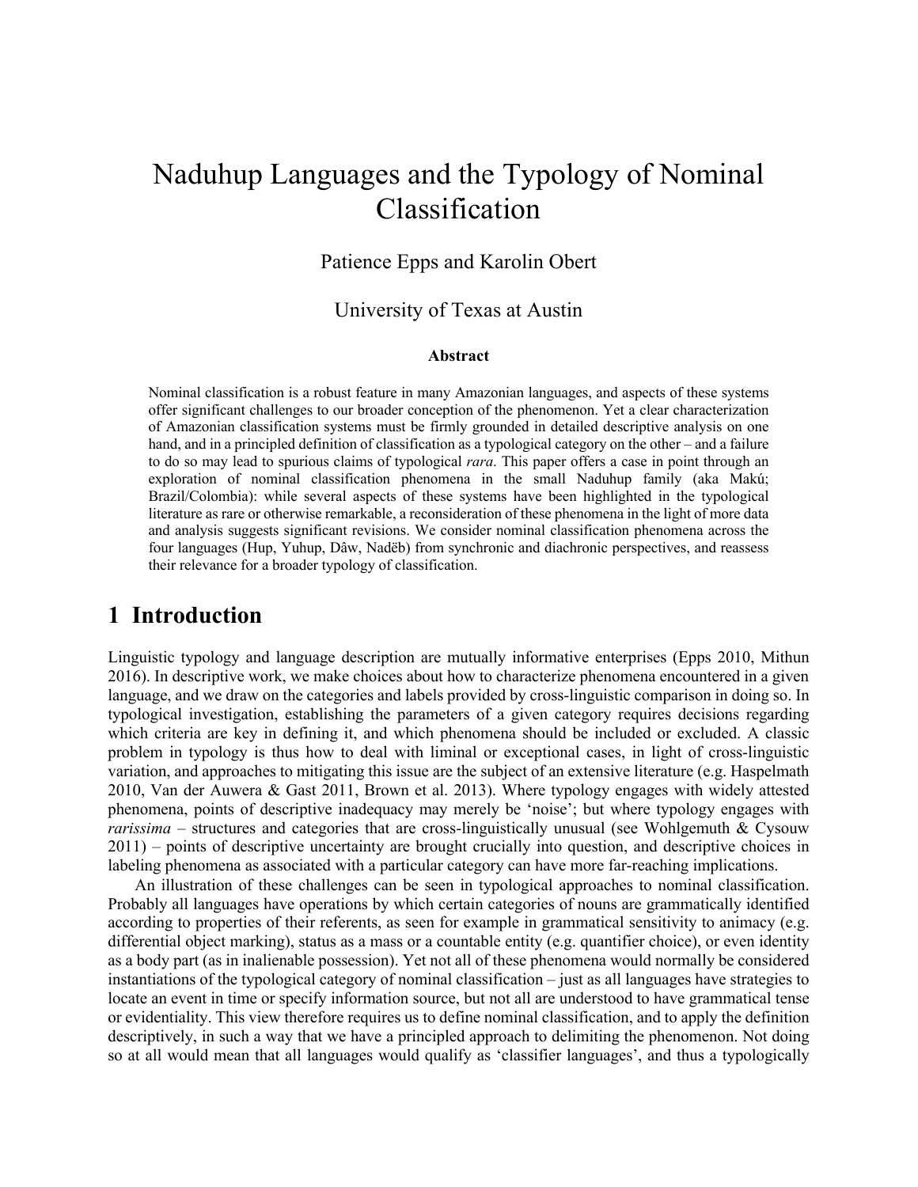# Naduhup Languages and the Typology of Nominal Classification

Patience Epps and Karolin Obert

University of Texas at Austin

### Abstract

Nominal classification is a robust feature in many Amazonian languages, and aspects of these systems offer significant challenges to our broader conception of the phenomenon. Yet a clear characterization of Amazonian classification systems must be firmly grounded in detailed descriptive analysis on one hand, and in a principled definition of classification as a typological category on the other – and a failure to do so may lead to spurious claims of typological *rara*. This paper offers a case in point through an exploration of nominal classification phenomena in the small Naduhup family (aka Makú; Brazil/Colombia): while several aspects of these systems have been highlighted in the typological literature as rare or otherwise remarkable, a reconsideration of these phenomena in the light of more data and analysis suggests significant revisions. We consider nominal classification phenomena across the four languages (Hup, Yuhup, Dâw, Nadëb) from synchronic and diachronic perspectives, and reassess their relevance for a broader typology of classification.

## 1 Introduction

Linguistic typology and language description are mutually informative enterprises (Epps 2010, Mithun 2016). In descriptive work, we make choices about how to characterize phenomena encountered in a given language, and we draw on the categories and labels provided by cross-linguistic comparison in doing so. In typological investigation, establishing the parameters of a given category requires decisions regarding which criteria are key in defining it, and which phenomena should be included or excluded. A classic problem in typology is thus how to deal with liminal or exceptional cases, in light of cross-linguistic variation, and approaches to mitigating this issue are the subject of an extensive literature (e.g. Haspelmath 2010, Van der Auwera & Gast 2011, Brown et al. 2013). Where typology engages with widely attested phenomena, points of descriptive inadequacy may merely be 'noise'; but where typology engages with *rarissima* – structures and categories that are cross-linguistically unusual (see Wohlgemuth & Cysouw 2011) – points of descriptive uncertainty are brought crucially into question, and descriptive choices in labeling phenomena as associated with a particular category can have more far-reaching implications.

An illustration of these challenges can be seen in typological approaches to nominal classification. Probably all languages have operations by which certain categories of nouns are grammatically identified according to properties of their referents, as seen for example in grammatical sensitivity to animacy (e.g. differential object marking), status as a mass or a countable entity (e.g. quantifier choice), or even identity as a body part (as in inalienable possession). Yet not all of these phenomena would normally be considered instantiations of the typological category of nominal classification – just as all languages have strategies to locate an event in time or specify information source, but not all are understood to have grammatical tense or evidentiality. This view therefore requires us to define nominal classification, and to apply the definition descriptively, in such a way that we have a principled approach to delimiting the phenomenon. Not doing so at all would mean that all languages would qualify as 'classifier languages', and thus a typologically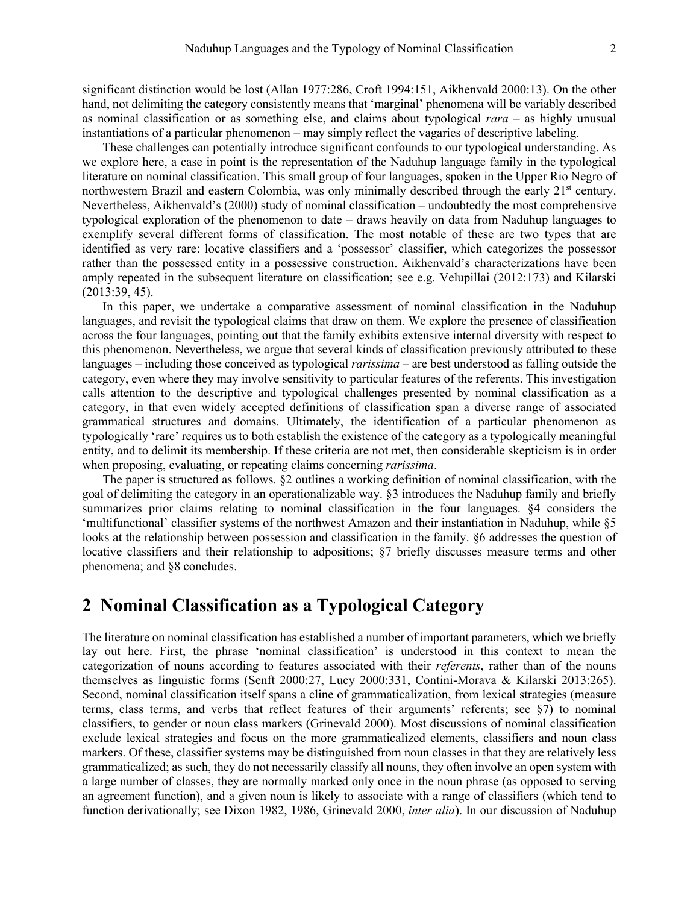significant distinction would be lost (Allan 1977:286, Croft 1994:151, Aikhenvald 2000:13). On the other hand, not delimiting the category consistently means that 'marginal' phenomena will be variably described as nominal classification or as something else, and claims about typological *rara* – as highly unusual instantiations of a particular phenomenon – may simply reflect the vagaries of descriptive labeling.

These challenges can potentially introduce significant confounds to our typological understanding. As we explore here, a case in point is the representation of the Naduhup language family in the typological literature on nominal classification. This small group of four languages, spoken in the Upper Rio Negro of northwestern Brazil and eastern Colombia, was only minimally described through the early 21st century. Nevertheless, Aikhenvald's (2000) study of nominal classification – undoubtedly the most comprehensive typological exploration of the phenomenon to date – draws heavily on data from Naduhup languages to exemplify several different forms of classification. The most notable of these are two types that are identified as very rare: locative classifiers and a 'possessor' classifier, which categorizes the possessor rather than the possessed entity in a possessive construction. Aikhenvald's characterizations have been amply repeated in the subsequent literature on classification; see e.g. Velupillai (2012:173) and Kilarski (2013:39, 45).

In this paper, we undertake a comparative assessment of nominal classification in the Naduhup languages, and revisit the typological claims that draw on them. We explore the presence of classification across the four languages, pointing out that the family exhibits extensive internal diversity with respect to this phenomenon. Nevertheless, we argue that several kinds of classification previously attributed to these languages – including those conceived as typological *rarissima* – are best understood as falling outside the category, even where they may involve sensitivity to particular features of the referents. This investigation calls attention to the descriptive and typological challenges presented by nominal classification as a category, in that even widely accepted definitions of classification span a diverse range of associated grammatical structures and domains. Ultimately, the identification of a particular phenomenon as typologically 'rare' requires us to both establish the existence of the category as a typologically meaningful entity, and to delimit its membership. If these criteria are not met, then considerable skepticism is in order when proposing, evaluating, or repeating claims concerning *rarissima*.

The paper is structured as follows. §2 outlines a working definition of nominal classification, with the goal of delimiting the category in an operationalizable way. §3 introduces the Naduhup family and briefly summarizes prior claims relating to nominal classification in the four languages. §4 considers the 'multifunctional' classifier systems of the northwest Amazon and their instantiation in Naduhup, while §5 looks at the relationship between possession and classification in the family. §6 addresses the question of locative classifiers and their relationship to adpositions; §7 briefly discusses measure terms and other phenomena; and §8 concludes.

## 2 Nominal Classification as a Typological Category

The literature on nominal classification has established a number of important parameters, which we briefly lay out here. First, the phrase 'nominal classification' is understood in this context to mean the categorization of nouns according to features associated with their *referents*, rather than of the nouns themselves as linguistic forms (Senft 2000:27, Lucy 2000:331, Contini-Morava & Kilarski 2013:265). Second, nominal classification itself spans a cline of grammaticalization, from lexical strategies (measure terms, class terms, and verbs that reflect features of their arguments' referents; see §7) to nominal classifiers, to gender or noun class markers (Grinevald 2000). Most discussions of nominal classification exclude lexical strategies and focus on the more grammaticalized elements, classifiers and noun class markers. Of these, classifier systems may be distinguished from noun classes in that they are relatively less grammaticalized; as such, they do not necessarily classify all nouns, they often involve an open system with a large number of classes, they are normally marked only once in the noun phrase (as opposed to serving an agreement function), and a given noun is likely to associate with a range of classifiers (which tend to function derivationally; see Dixon 1982, 1986, Grinevald 2000, *inter alia*). In our discussion of Naduhup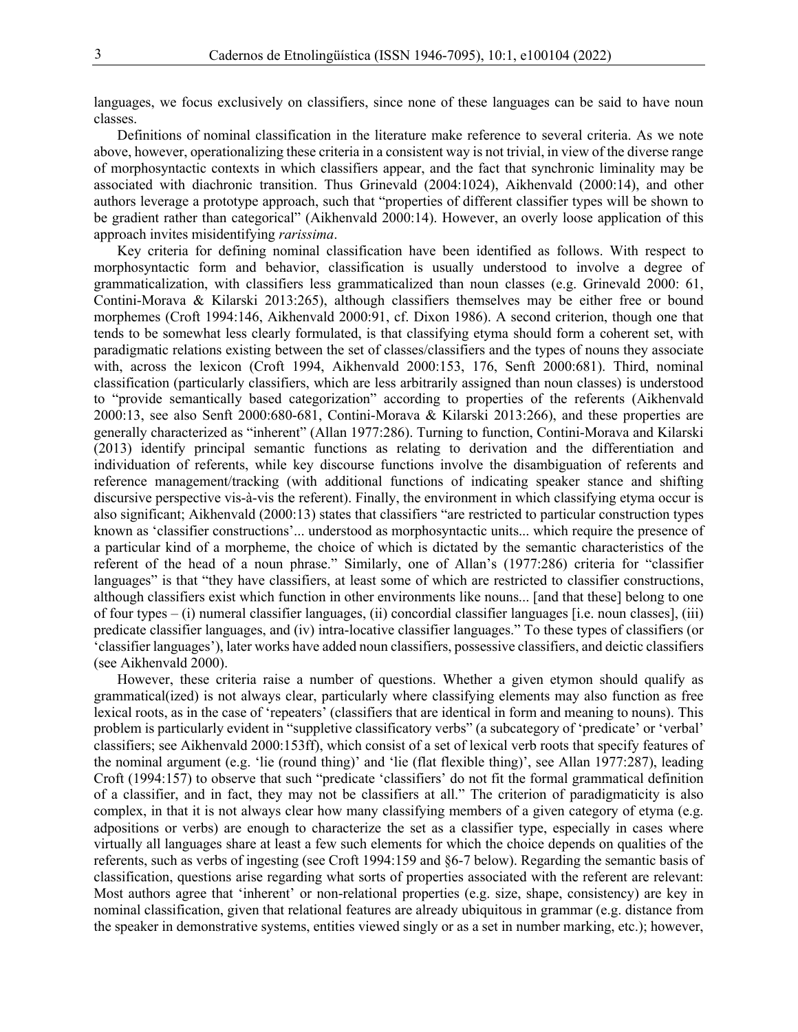languages, we focus exclusively on classifiers, since none of these languages can be said to have noun classes.

Definitions of nominal classification in the literature make reference to several criteria. As we note above, however, operationalizing these criteria in a consistent way is not trivial, in view of the diverse range of morphosyntactic contexts in which classifiers appear, and the fact that synchronic liminality may be associated with diachronic transition. Thus Grinevald (2004:1024), Aikhenvald (2000:14), and other authors leverage a prototype approach, such that "properties of different classifier types will be shown to be gradient rather than categorical" (Aikhenvald 2000:14). However, an overly loose application of this approach invites misidentifying *rarissima*.

Key criteria for defining nominal classification have been identified as follows. With respect to morphosyntactic form and behavior, classification is usually understood to involve a degree of grammaticalization, with classifiers less grammaticalized than noun classes (e.g. Grinevald 2000: 61, Contini-Morava & Kilarski 2013:265), although classifiers themselves may be either free or bound morphemes (Croft 1994:146, Aikhenvald 2000:91, cf. Dixon 1986). A second criterion, though one that tends to be somewhat less clearly formulated, is that classifying etyma should form a coherent set, with paradigmatic relations existing between the set of classes/classifiers and the types of nouns they associate with, across the lexicon (Croft 1994, Aikhenvald 2000:153, 176, Senft 2000:681). Third, nominal classification (particularly classifiers, which are less arbitrarily assigned than noun classes) is understood to "provide semantically based categorization" according to properties of the referents (Aikhenvald 2000:13, see also Senft 2000:680-681, Contini-Morava & Kilarski 2013:266), and these properties are generally characterized as "inherent" (Allan 1977:286). Turning to function, Contini-Morava and Kilarski (2013) identify principal semantic functions as relating to derivation and the differentiation and individuation of referents, while key discourse functions involve the disambiguation of referents and reference management/tracking (with additional functions of indicating speaker stance and shifting discursive perspective vis-à-vis the referent). Finally, the environment in which classifying etyma occur is also significant; Aikhenvald (2000:13) states that classifiers "are restricted to particular construction types known as 'classifier constructions'... understood as morphosyntactic units... which require the presence of a particular kind of a morpheme, the choice of which is dictated by the semantic characteristics of the referent of the head of a noun phrase." Similarly, one of Allan's (1977:286) criteria for "classifier languages" is that "they have classifiers, at least some of which are restricted to classifier constructions, although classifiers exist which function in other environments like nouns... [and that these] belong to one of four types – (i) numeral classifier languages, (ii) concordial classifier languages [i.e. noun classes], (iii) predicate classifier languages, and (iv) intra-locative classifier languages." To these types of classifiers (or 'classifier languages'), later works have added noun classifiers, possessive classifiers, and deictic classifiers (see Aikhenvald 2000).

However, these criteria raise a number of questions. Whether a given etymon should qualify as grammatical(ized) is not always clear, particularly where classifying elements may also function as free lexical roots, as in the case of 'repeaters' (classifiers that are identical in form and meaning to nouns). This problem is particularly evident in "suppletive classificatory verbs" (a subcategory of 'predicate' or 'verbal' classifiers; see Aikhenvald 2000:153ff), which consist of a set of lexical verb roots that specify features of the nominal argument (e.g. 'lie (round thing)' and 'lie (flat flexible thing)', see Allan 1977:287), leading Croft (1994:157) to observe that such "predicate 'classifiers' do not fit the formal grammatical definition of a classifier, and in fact, they may not be classifiers at all." The criterion of paradigmaticity is also complex, in that it is not always clear how many classifying members of a given category of etyma (e.g. adpositions or verbs) are enough to characterize the set as a classifier type, especially in cases where virtually all languages share at least a few such elements for which the choice depends on qualities of the referents, such as verbs of ingesting (see Croft 1994:159 and §6-7 below). Regarding the semantic basis of classification, questions arise regarding what sorts of properties associated with the referent are relevant: Most authors agree that 'inherent' or non-relational properties (e.g. size, shape, consistency) are key in nominal classification, given that relational features are already ubiquitous in grammar (e.g. distance from the speaker in demonstrative systems, entities viewed singly or as a set in number marking, etc.); however,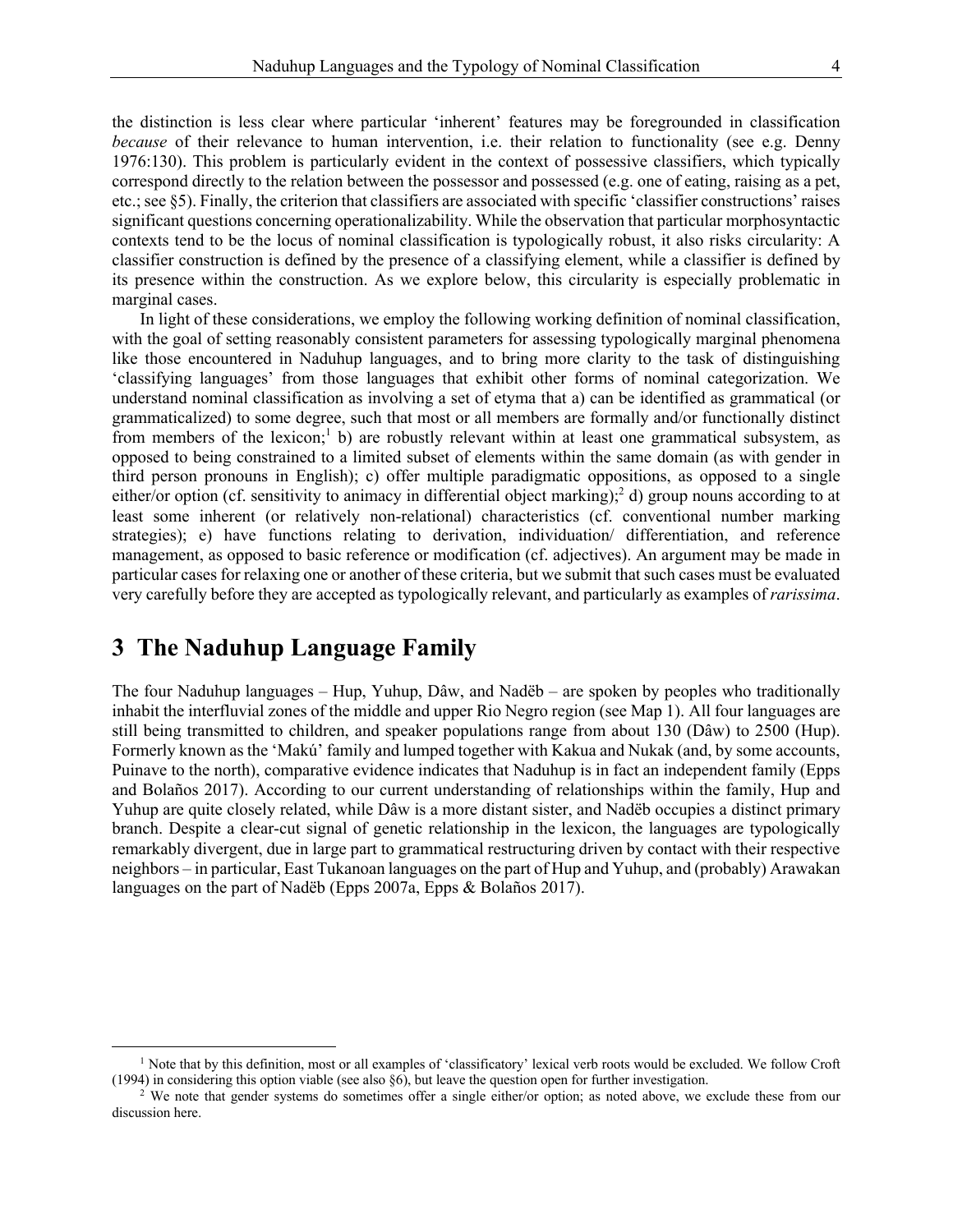the distinction is less clear where particular 'inherent' features may be foregrounded in classification *because* of their relevance to human intervention, i.e. their relation to functionality (see e.g. Denny 1976:130). This problem is particularly evident in the context of possessive classifiers, which typically correspond directly to the relation between the possessor and possessed (e.g. one of eating, raising as a pet, etc.; see §5). Finally, the criterion that classifiers are associated with specific 'classifier constructions' raises significant questions concerning operationalizability. While the observation that particular morphosyntactic contexts tend to be the locus of nominal classification is typologically robust, it also risks circularity: A classifier construction is defined by the presence of a classifying element, while a classifier is defined by its presence within the construction. As we explore below, this circularity is especially problematic in marginal cases.

In light of these considerations, we employ the following working definition of nominal classification, with the goal of setting reasonably consistent parameters for assessing typologically marginal phenomena like those encountered in Naduhup languages, and to bring more clarity to the task of distinguishing 'classifying languages' from those languages that exhibit other forms of nominal categorization. We understand nominal classification as involving a set of etyma that a) can be identified as grammatical (or grammaticalized) to some degree, such that most or all members are formally and/or functionally distinct from members of the lexicon;[1] b) are robustly relevant within at least one grammatical subsystem, as opposed to being constrained to a limited subset of elements within the same domain (as with gender in third person pronouns in English); c) offer multiple paradigmatic oppositions, as opposed to a single either/or option (cf. sensitivity to animacy in differential object marking);[2] d) group nouns according to at least some inherent (or relatively non-relational) characteristics (cf. conventional number marking strategies); e) have functions relating to derivation, individuation/ differentiation, and reference management, as opposed to basic reference or modification (cf. adjectives). An argument may be made in particular cases for relaxing one or another of these criteria, but we submit that such cases must be evaluated very carefully before they are accepted as typologically relevant, and particularly as examples of *rarissima*.

# 3 The Naduhup Language Family

The four Naduhup languages – Hup, Yuhup, Dâw, and Nadëb – are spoken by peoples who traditionally inhabit the interfluvial zones of the middle and upper Rio Negro region (see Map 1). All four languages are still being transmitted to children, and speaker populations range from about 130 (Dâw) to 2500 (Hup). Formerly known as the 'Makú' family and lumped together with Kakua and Nukak (and, by some accounts, Puinave to the north), comparative evidence indicates that Naduhup is in fact an independent family (Epps and Bolaños 2017). According to our current understanding of relationships within the family, Hup and Yuhup are quite closely related, while Dâw is a more distant sister, and Nadëb occupies a distinct primary branch. Despite a clear-cut signal of genetic relationship in the lexicon, the languages are typologically remarkably divergent, due in large part to grammatical restructuring driven by contact with their respective neighbors – in particular, East Tukanoan languages on the part of Hup and Yuhup, and (probably) Arawakan languages on the part of Nadëb (Epps 2007a, Epps & Bolaños 2017).

[1] Note that by this definition, most or all examples of 'classificatory' lexical verb roots would be excluded. We follow Croft (1994) in considering this option viable (see also §6), but leave the question open for further investigation.

[2] We note that gender systems do sometimes offer a single either/or option; as noted above, we exclude these from our discussion here.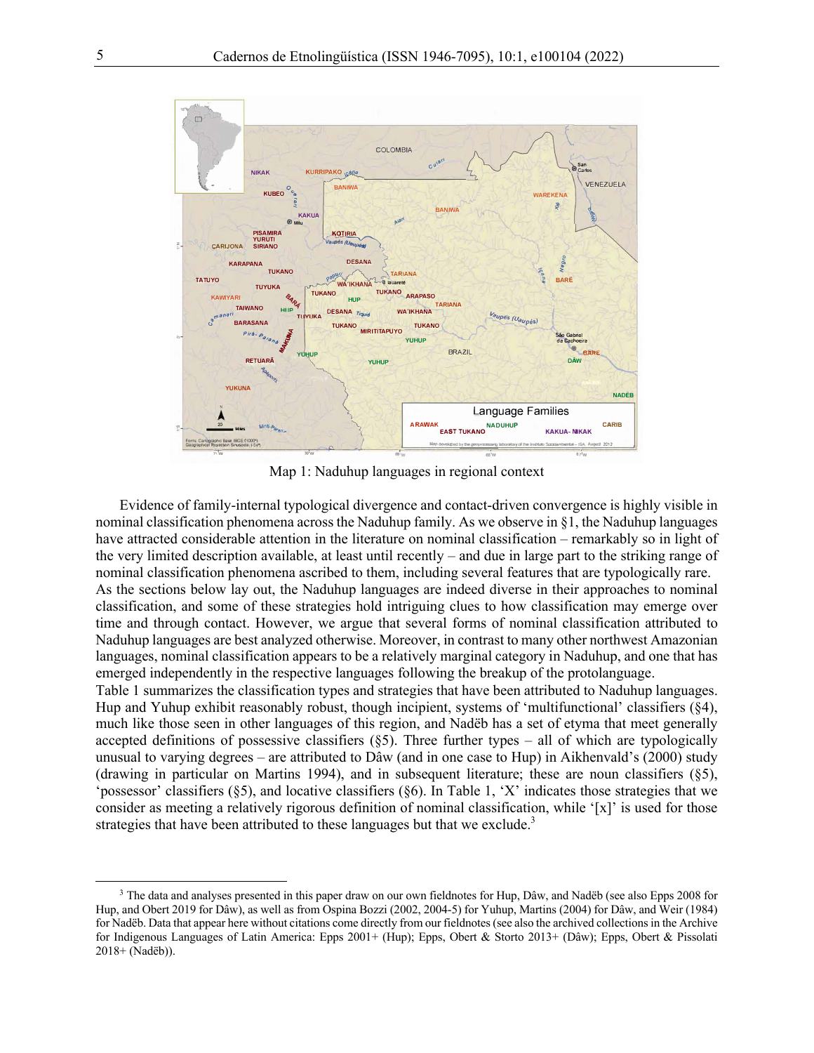Map 1: Naduhup languages in regional context

Evidence of family-internal typological divergence and contact-driven convergence is highly visible in nominal classification phenomena across the Naduhup family. As we observe in §1, the Naduhup languages have attracted considerable attention in the literature on nominal classification – remarkably so in light of the very limited description available, at least until recently – and due in large part to the striking range of nominal classification phenomena ascribed to them, including several features that are typologically rare. As the sections below lay out, the Naduhup languages are indeed diverse in their approaches to nominal classification, and some of these strategies hold intriguing clues to how classification may emerge over time and through contact. However, we argue that several forms of nominal classification attributed to Naduhup languages are best analyzed otherwise. Moreover, in contrast to many other northwest Amazonian languages, nominal classification appears to be a relatively marginal category in Naduhup, and one that has emerged independently in the respective languages following the breakup of the protolanguage.

Table 1 summarizes the classification types and strategies that have been attributed to Naduhup languages. Hup and Yuhup exhibit reasonably robust, though incipient, systems of 'multifunctional' classifiers (§4), much like those seen in other languages of this region, and Nadëb has a set of etyma that meet generally accepted definitions of possessive classifiers (§5). Three further types – all of which are typologically unusual to varying degrees – are attributed to Dâw (and in one case to Hup) in Aikhenvald's (2000) study (drawing in particular on Martins 1994), and in subsequent literature; these are noun classifiers (§5), 'possessor' classifiers (§5), and locative classifiers (§6). In Table 1, 'X' indicates those strategies that we consider as meeting a relatively rigorous definition of nominal classification, while '[x]' is used for those strategies that have been attributed to these languages but that we exclude.[3]

---

[3] The data and analyses presented in this paper draw on our own fieldnotes for Hup, Dâw, and Nadëb (see also Epps 2008 for Hup, and Obert 2019 for Dâw), as well as from Ospina Bozzi (2002, 2004-5) for Yuhup, Martins (2004) for Dâw, and Weir (1984) for Nadëb. Data that appear here without citations come directly from our fieldnotes (see also the archived collections in the Archive for Indigenous Languages of Latin America: Epps 2001+ (Hup); Epps, Obert & Storto 2013+ (Dâw); Epps, Obert & Pissolati 2018+ (Nadëb)).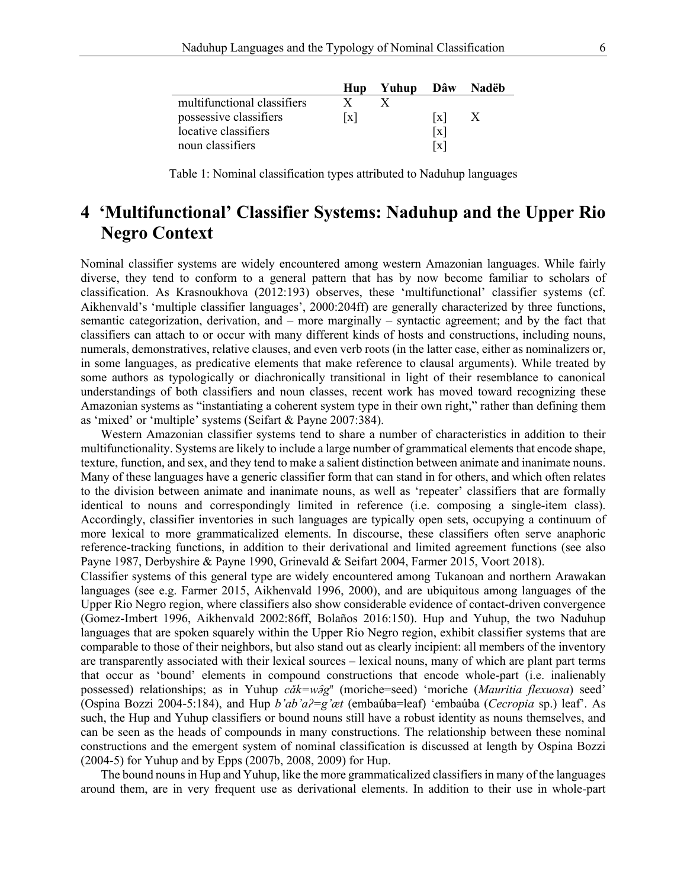| | Hup | Yuhup | Dâw | Nadëb |
|---|---|---|---|---|
| multifunctional classifiers | X | X | | |
| possessive classifiers | [x] | | [x] | X |
| locative classifiers | | | [x] | |
| noun classifiers | | | [x] | |

Table 1: Nominal classification types attributed to Naduhup languages

# 4 ‘Multifunctional’ Classifier Systems: Naduhup and the Upper Rio Negro Context

Nominal classifier systems are widely encountered among western Amazonian languages. While fairly diverse, they tend to conform to a general pattern that has by now become familiar to scholars of classification. As Krasnoukhova (2012:193) observes, these ‘multifunctional’ classifier systems (cf. Aikhenvald’s ‘multiple classifier languages’, 2000:204ff) are generally characterized by three functions, semantic categorization, derivation, and – more marginally – syntactic agreement; and by the fact that classifiers can attach to or occur with many different kinds of hosts and constructions, including nouns, numerals, demonstratives, relative clauses, and even verb roots (in the latter case, either as nominalizers or, in some languages, as predicative elements that make reference to clausal arguments). While treated by some authors as typologically or diachronically transitional in light of their resemblance to canonical understandings of both classifiers and noun classes, recent work has moved toward recognizing these Amazonian systems as “instantiating a coherent system type in their own right,” rather than defining them as ‘mixed’ or ‘multiple’ systems (Seifart & Payne 2007:384).

Western Amazonian classifier systems tend to share a number of characteristics in addition to their multifunctionality. Systems are likely to include a large number of grammatical elements that encode shape, texture, function, and sex, and they tend to make a salient distinction between animate and inanimate nouns. Many of these languages have a generic classifier form that can stand in for others, and which often relates to the division between animate and inanimate nouns, as well as ‘repeater’ classifiers that are formally identical to nouns and correspondingly limited in reference (i.e. composing a single-item class). Accordingly, classifier inventories in such languages are typically open sets, occupying a continuum of more lexical to more grammaticalized elements. In discourse, these classifiers often serve anaphoric reference-tracking functions, in addition to their derivational and limited agreement functions (see also Payne 1987, Derbyshire & Payne 1990, Grinevald & Seifart 2004, Farmer 2015, Voort 2018).

Classifier systems of this general type are widely encountered among Tukanoan and northern Arawakan languages (see e.g. Farmer 2015, Aikhenvald 1996, 2000), and are ubiquitous among languages of the Upper Rio Negro region, where classifiers also show considerable evidence of contact-driven convergence (Gomez-Imbert 1996, Aikhenvald 2002:86ff, Bolaños 2016:150). Hup and Yuhup, the two Naduhup languages that are spoken squarely within the Upper Rio Negro region, exhibit classifier systems that are comparable to those of their neighbors, but also stand out as clearly incipient: all members of the inventory are transparently associated with their lexical sources – lexical nouns, many of which are plant part terms that occur as ‘bound’ elements in compound constructions that encode whole-part (i.e. inalienably possessed) relationships; as in Yuhup *căk=wə̂g$^{n}$* (moriche=seed) ‘moriche (*Mauritia flexuosa*) seed’ (Ospina Bozzi 2004-5:184), and Hup *b’ab’aʔ=g’æt* (embaúba=leaf) ‘embaúba (*Cecropia* sp.) leaf’. As such, the Hup and Yuhup classifiers or bound nouns still have a robust identity as nouns themselves, and can be seen as the heads of compounds in many constructions. The relationship between these nominal constructions and the emergent system of nominal classification is discussed at length by Ospina Bozzi (2004-5) for Yuhup and by Epps (2007b, 2008, 2009) for Hup.

The bound nouns in Hup and Yuhup, like the more grammaticalized classifiers in many of the languages around them, are in very frequent use as derivational elements. In addition to their use in whole-part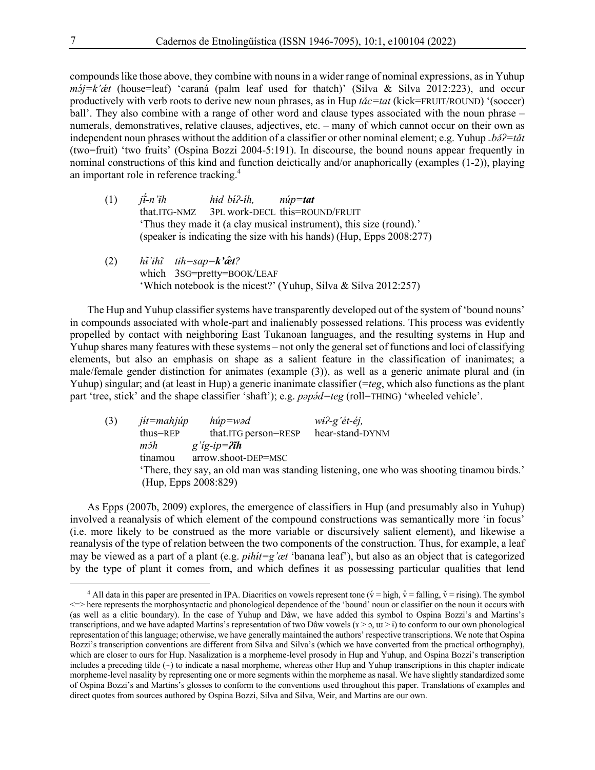compounds like those above, they combine with nouns in a wider range of nominal expressions, as in Yuhup *mɔ́j=k'ǽt* (house=leaf) 'caraná (palm leaf used for thatch)' (Silva & Silva 2012:223), and occur productively with verb roots to derive new noun phrases, as in Hup *tǎc=tat* (kick=FRUIT/ROUND) '(soccer) ball'. They also combine with a range of other word and clause types associated with the noun phrase – numerals, demonstratives, relative clauses, adjectives, etc. – many of which cannot occur on their own as independent noun phrases without the addition of a classifier or other nominal element; e.g. Yuhup *~bǎʔ=tǎt* (two=fruit) 'two fruits' (Ospina Bozzi 2004-5:191). In discourse, the bound nouns appear frequently in nominal constructions of this kind and function deictically and/or anaphorically (examples (1-2)), playing an important role in reference tracking.[4]

(1) *jɨ̃́-n'ɨ̌h hɨd bíʔ-íh, núp=**tat***
that.ITG-NMZ 3PL work-DECL this=ROUND/FRUIT
'Thus they made it (a clay musical instrument), this size (round).'
(speaker is indicating the size with his hands) (Hup, Epps 2008:277)

(2) *hĩ̌'ɨhĩ tɨh=sap=**k'ǣt**?*
which 3SG=pretty=BOOK/LEAF
'Which notebook is the nicest?' (Yuhup, Silva & Silva 2012:257)

The Hup and Yuhup classifier systems have transparently developed out of the system of 'bound nouns' in compounds associated with whole-part and inalienably possessed relations. This process was evidently propelled by contact with neighboring East Tukanoan languages, and the resulting systems in Hup and Yuhup shares many features with these systems – not only the general set of functions and loci of classifying elements, but also an emphasis on shape as a salient feature in the classification of inanimates; a male/female gender distinction for animates (example (3)), as well as a generic animate plural and (in Yuhup) singular; and (at least in Hup) a generic inanimate classifier (*=teg*, which also functions as the plant part 'tree, stick' and the shape classifier 'shaft'); e.g. *pəpə́d=teg* (roll=THING) 'wheeled vehicle'.

(3) *jít=mahjúp húp=wəd wɨʔ-g'ét-éj,*
thus=REP that.ITG person=RESP hear-stand-DYNM
*mɔ̌h g'íg-ip=**ʔĩh***
tinamou arrow.shoot-DEP=MSC
'There, they say, an old man was standing listening, one who was shooting tinamou birds.'
(Hup, Epps 2008:829)

As Epps (2007b, 2009) explores, the emergence of classifiers in Hup (and presumably also in Yuhup) involved a reanalysis of which element of the compound constructions was semantically more 'in focus' (i.e. more likely to be construed as the more variable or discursively salient element), and likewise a reanalysis of the type of relation between the two components of the construction. Thus, for example, a leaf may be viewed as a part of a plant (e.g. *pɨhɨ́t=g'æt* 'banana leaf'), but also as an object that is categorized by the type of plant it comes from, and which defines it as possessing particular qualities that lend

---

[4] All data in this paper are presented in IPA. Diacritics on vowels represent tone (v́ = high, v̂ = falling, v̌ = rising). The symbol <=> here represents the morphosyntactic and phonological dependence of the 'bound' noun or classifier on the noun it occurs with (as well as a clitic boundary). In the case of Yuhup and Dâw, we have added this symbol to Ospina Bozzi's and Martins's transcriptions, and we have adapted Martins's representation of two Dâw vowels (ɤ > ə, ɯ > ɨ) to conform to our own phonological representation of this language; otherwise, we have generally maintained the authors' respective transcriptions. We note that Ospina Bozzi's transcription conventions are different from Silva and Silva's (which we have converted from the practical orthography), which are closer to ours for Hup. Nasalization is a morpheme-level prosody in Hup and Yuhup, and Ospina Bozzi's transcription includes a preceding tilde (~) to indicate a nasal morpheme, whereas other Hup and Yuhup transcriptions in this chapter indicate morpheme-level nasality by representing one or more segments within the morpheme as nasal. We have slightly standardized some of Ospina Bozzi's and Martins's glosses to conform to the conventions used throughout this paper. Translations of examples and direct quotes from sources authored by Ospina Bozzi, Silva and Silva, Weir, and Martins are our own.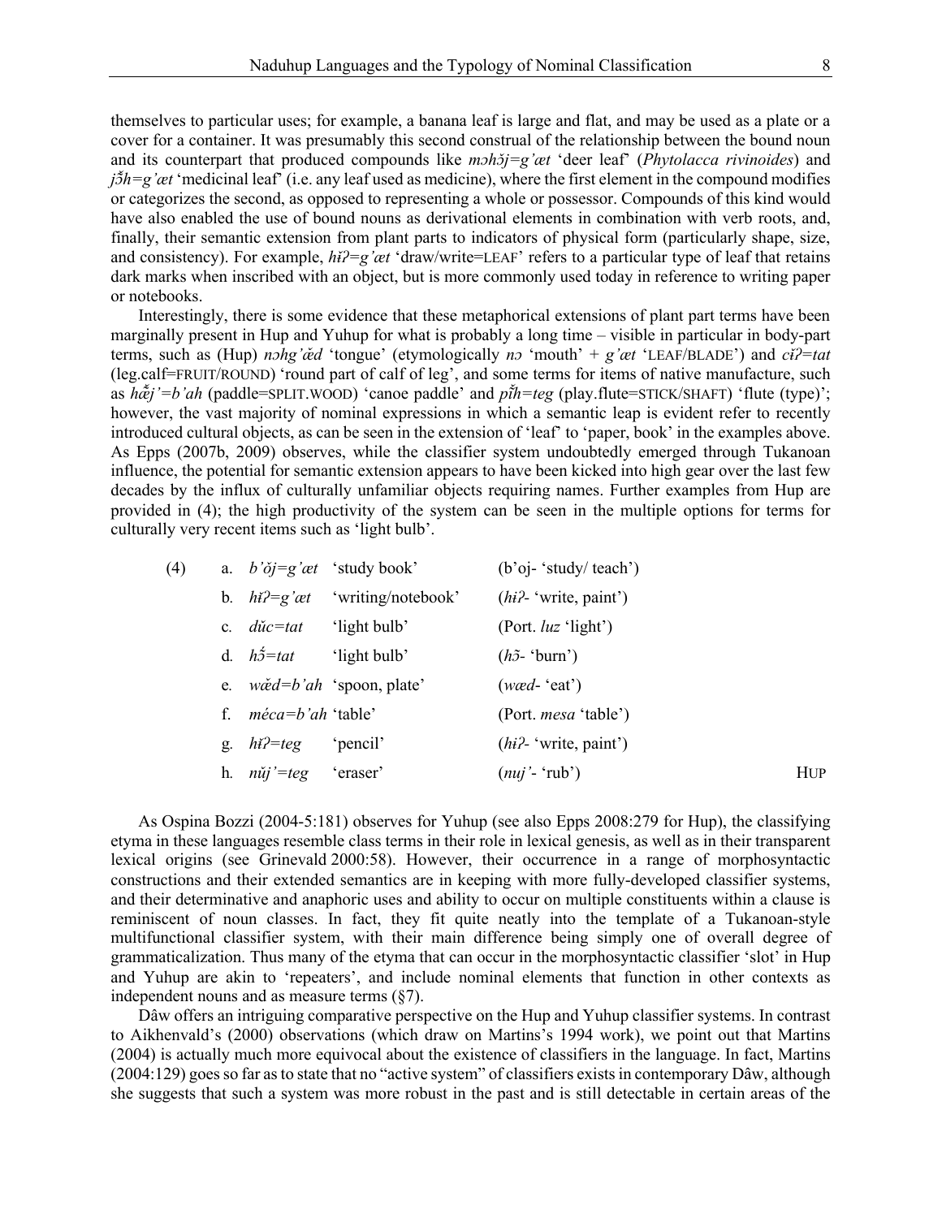themselves to particular uses; for example, a banana leaf is large and flat, and may be used as a plate or a cover for a container. It was presumably this second construal of the relationship between the bound noun and its counterpart that produced compounds like *mɔhɔ̆j=g'æt* 'deer leaf' (*Phytolacca rivinoides*) and *jɔ̆̃h=g'æt* 'medicinal leaf' (i.e. any leaf used as medicine), where the first element in the compound modifies or categorizes the second, as opposed to representing a whole or possessor. Compounds of this kind would have also enabled the use of bound nouns as derivational elements in combination with verb roots, and, finally, their semantic extension from plant parts to indicators of physical form (particularly shape, size, and consistency). For example, *hɨ̆ʔ=g'æt* 'draw/write=LEAF' refers to a particular type of leaf that retains dark marks when inscribed with an object, but is more commonly used today in reference to writing paper or notebooks.

Interestingly, there is some evidence that these metaphorical extensions of plant part terms have been marginally present in Hup and Yuhup for what is probably a long time – visible in particular in body-part terms, such as (Hup) *nɔhg'ǽd* 'tongue' (etymologically *nɔ* 'mouth' + *g'æt* 'LEAF/BLADE') and *cɨ̆ʔ=tat* (leg.calf=FRUIT/ROUND) 'round part of calf of leg', and some terms for items of native manufacture, such as *hæ̆̃j'=b'ah* (paddle=SPLIT.WOOD) 'canoe paddle' and *pɨ̆̃h=teg* (play.flute=STICK/SHAFT) 'flute (type)'; however, the vast majority of nominal expressions in which a semantic leap is evident refer to recently introduced cultural objects, as can be seen in the extension of 'leaf' to 'paper, book' in the examples above. As Epps (2007b, 2009) observes, while the classifier system undoubtedly emerged through Tukanoan influence, the potential for semantic extension appears to have been kicked into high gear over the last few decades by the influx of culturally unfamiliar objects requiring names. Further examples from Hup are provided in (4); the high productivity of the system can be seen in the multiple options for terms for culturally very recent items such as 'light bulb'.

(4)
a. *b'ŏj=g'æt* 'study book' (b'oj- 'study/ teach')
b. *hɨ̆ʔ=g'æt* 'writing/notebook' (*hɨʔ*- 'write, paint')
c. *dŭc=tat* 'light bulb' (Port. *luz* 'light')
d. *hɔ̃́=tat* 'light bulb' (*hɔ̃*- 'burn')
e. *wæ̆d=b'ah* 'spoon, plate' (*wæd*- 'eat')
f. *méca=b'ah* 'table' (Port. *mesa* 'table')
g. *hɨ̆ʔ=teg* 'pencil' (*hɨʔ*- 'write, paint')
h. *nŭj'=teg* 'eraser' (*nuj'*- 'rub') HUP

As Ospina Bozzi (2004-5:181) observes for Yuhup (see also Epps 2008:279 for Hup), the classifying etyma in these languages resemble class terms in their role in lexical genesis, as well as in their transparent lexical origins (see Grinevald 2000:58). However, their occurrence in a range of morphosyntactic constructions and their extended semantics are in keeping with more fully-developed classifier systems, and their determinative and anaphoric uses and ability to occur on multiple constituents within a clause is reminiscent of noun classes. In fact, they fit quite neatly into the template of a Tukanoan-style multifunctional classifier system, with their main difference being simply one of overall degree of grammaticalization. Thus many of the etyma that can occur in the morphosyntactic classifier 'slot' in Hup and Yuhup are akin to 'repeaters', and include nominal elements that function in other contexts as independent nouns and as measure terms (§7).

Dâw offers an intriguing comparative perspective on the Hup and Yuhup classifier systems. In contrast to Aikhenvald's (2000) observations (which draw on Martins's 1994 work), we point out that Martins (2004) is actually much more equivocal about the existence of classifiers in the language. In fact, Martins (2004:129) goes so far as to state that no "active system" of classifiers exists in contemporary Dâw, although she suggests that such a system was more robust in the past and is still detectable in certain areas of the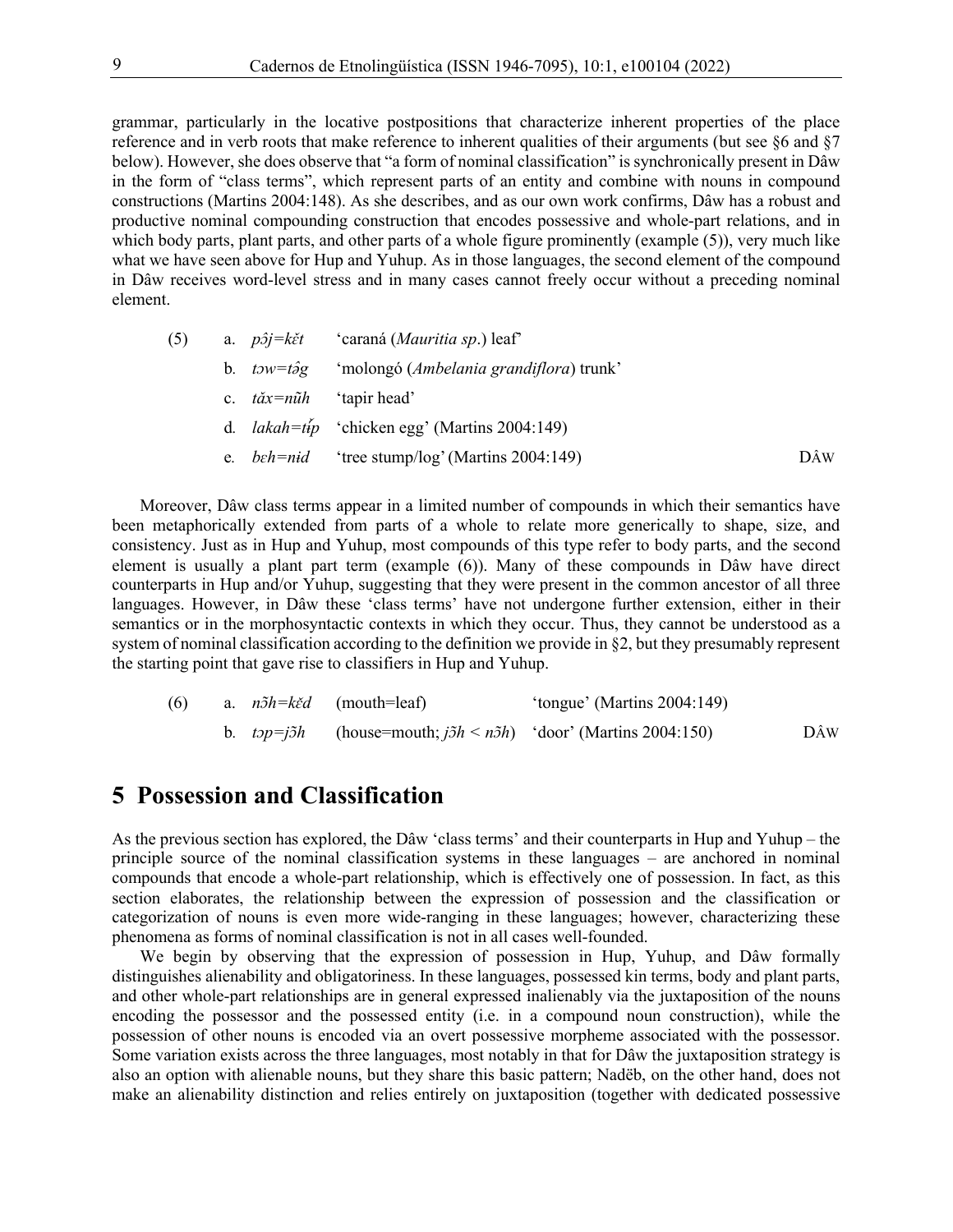grammar, particularly in the locative postpositions that characterize inherent properties of the place reference and in verb roots that make reference to inherent qualities of their arguments (but see §6 and §7 below). However, she does observe that "a form of nominal classification" is synchronically present in Dâw in the form of "class terms", which represent parts of an entity and combine with nouns in compound constructions (Martins 2004:148). As she describes, and as our own work confirms, Dâw has a robust and productive nominal compounding construction that encodes possessive and whole-part relations, and in which body parts, plant parts, and other parts of a whole figure prominently (example (5)), very much like what we have seen above for Hup and Yuhup. As in those languages, the second element of the compound in Dâw receives word-level stress and in many cases cannot freely occur without a preceding nominal element.

(5) a. *pɔ̂j=kɛ̆t* 'caraná (*Mauritia sp.*) leaf'
  b. *tɔw=tə̂g* 'molongó (*Ambelania grandiflora*) trunk'
  c. *tăx=nũ̆h* 'tapir head'
  d. *lakah=tɨ̆p* 'chicken egg' (Martins 2004:149)
  e. *bɛh=nɨd* 'tree stump/log' (Martins 2004:149) DÂW

Moreover, Dâw class terms appear in a limited number of compounds in which their semantics have been metaphorically extended from parts of a whole to relate more generically to shape, size, and consistency. Just as in Hup and Yuhup, most compounds of this type refer to body parts, and the second element is usually a plant part term (example (6)). Many of these compounds in Dâw have direct counterparts in Hup and/or Yuhup, suggesting that they were present in the common ancestor of all three languages. However, in Dâw these 'class terms' have not undergone further extension, either in their semantics or in the morphosyntactic contexts in which they occur. Thus, they cannot be understood as a system of nominal classification according to the definition we provide in §2, but they presumably represent the starting point that gave rise to classifiers in Hup and Yuhup.

(6) a. *nɔ̃h=kɛ̆d* (mouth=leaf) 'tongue' (Martins 2004:149)
  b. *tɔp=jɔ̃h* (house=mouth; *jɔ̃h* < *nɔ̃h*) 'door' (Martins 2004:150) DÂW

## 5 Possession and Classification

As the previous section has explored, the Dâw 'class terms' and their counterparts in Hup and Yuhup – the principle source of the nominal classification systems in these languages – are anchored in nominal compounds that encode a whole-part relationship, which is effectively one of possession. In fact, as this section elaborates, the relationship between the expression of possession and the classification or categorization of nouns is even more wide-ranging in these languages; however, characterizing these phenomena as forms of nominal classification is not in all cases well-founded.

We begin by observing that the expression of possession in Hup, Yuhup, and Dâw formally distinguishes alienability and obligatoriness. In these languages, possessed kin terms, body and plant parts, and other whole-part relationships are in general expressed inalienably via the juxtaposition of the nouns encoding the possessor and the possessed entity (i.e. in a compound noun construction), while the possession of other nouns is encoded via an overt possessive morpheme associated with the possessor. Some variation exists across the three languages, most notably in that for Dâw the juxtaposition strategy is also an option with alienable nouns, but they share this basic pattern; Nadëb, on the other hand, does not make an alienability distinction and relies entirely on juxtaposition (together with dedicated possessive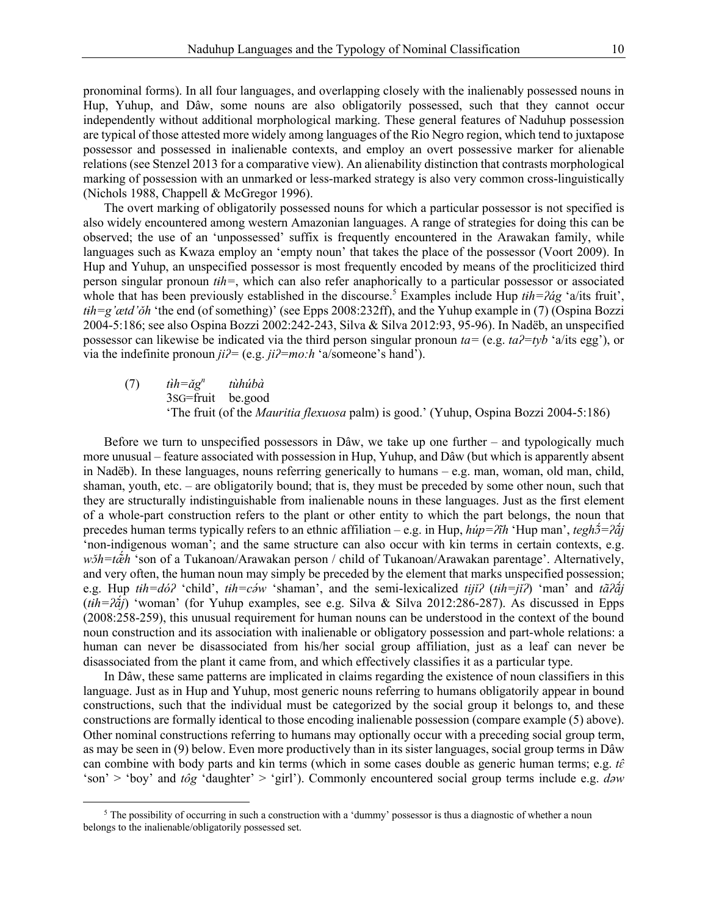pronominal forms). In all four languages, and overlapping closely with the inalienably possessed nouns in Hup, Yuhup, and Dâw, some nouns are also obligatorily possessed, such that they cannot occur independently without additional morphological marking. These general features of Naduhup possession are typical of those attested more widely among languages of the Rio Negro region, which tend to juxtapose possessor and possessed in inalienable contexts, and employ an overt possessive marker for alienable relations (see Stenzel 2013 for a comparative view). An alienability distinction that contrasts morphological marking of possession with an unmarked or less-marked strategy is also very common cross-linguistically (Nichols 1988, Chappell & McGregor 1996).

The overt marking of obligatorily possessed nouns for which a particular possessor is not specified is also widely encountered among western Amazonian languages. A range of strategies for doing this can be observed; the use of an 'unpossessed' suffix is frequently encountered in the Arawakan family, while languages such as Kwaza employ an 'empty noun' that takes the place of the possessor (Voort 2009). In Hup and Yuhup, an unspecified possessor is most frequently encoded by means of the procliticized third person singular pronoun *tɨh=*, which can also refer anaphorically to a particular possessor or associated whole that has been previously established in the discourse.[5] Examples include Hup *tɨh=ʔág* 'a/its fruit', *tɨh=g'ætd'ŏh* 'the end (of something)' (see Epps 2008:232ff), and the Yuhup example in (7) (Ospina Bozzi 2004-5:186; see also Ospina Bozzi 2002:242-243, Silva & Silva 2012:93, 95-96). In Nadëb, an unspecified possessor can likewise be indicated via the third person singular pronoun *ta=* (e.g. *taʔ=tyb* 'a/its egg'), or via the indefinite pronoun *jiʔ=* (e.g. *jiʔ=mo:h* 'a/someone's hand').

(7) *tɨ̀h=ăgⁿ* *tùhúbà*
3SG=fruit be.good
'The fruit (of the *Mauritia flexuosa* palm) is good.' (Yuhup, Ospina Bozzi 2004-5:186)

Before we turn to unspecified possessors in Dâw, we take up one further – and typologically much more unusual – feature associated with possession in Hup, Yuhup, and Dâw (but which is apparently absent in Nadëb). In these languages, nouns referring generically to humans – e.g. man, woman, old man, child, shaman, youth, etc. – are obligatorily bound; that is, they must be preceded by some other noun, such that they are structurally indistinguishable from inalienable nouns in these languages. Just as the first element of a whole-part construction refers to the plant or other entity to which the part belongs, the noun that precedes human terms typically refers to an ethnic affiliation – e.g. in Hup, *húp=ʔĩh* 'Hup man', *teghɔ̃́=ʔǽ̃j* 'non-indigenous woman'; and the same structure can also occur with kin terms in certain contexts, e.g. *wɔ̆h=tǽ̃h* 'son of a Tukanoan/Arawakan person / child of Tukanoan/Arawakan parentage'. Alternatively, and very often, the human noun may simply be preceded by the element that marks unspecified possession; e.g. Hup *tɨh=dóʔ* 'child', *tɨh=cɔ́w* 'shaman', and the semi-lexicalized *tijĭʔ* (*tɨh=jĭʔ*) 'man' and *tãʔǽ̃j* (*tɨh=ʔǽ̃j*) 'woman' (for Yuhup examples, see e.g. Silva & Silva 2012:286-287). As discussed in Epps (2008:258-259), this unusual requirement for human nouns can be understood in the context of the bound noun construction and its association with inalienable or obligatory possession and part-whole relations: a human can never be disassociated from his/her social group affiliation, just as a leaf can never be disassociated from the plant it came from, and which effectively classifies it as a particular type.

In Dâw, these same patterns are implicated in claims regarding the existence of noun classifiers in this language. Just as in Hup and Yuhup, most generic nouns referring to humans obligatorily appear in bound constructions, such that the individual must be categorized by the social group it belongs to, and these constructions are formally identical to those encoding inalienable possession (compare example (5) above). Other nominal constructions referring to humans may optionally occur with a preceding social group term, as may be seen in (9) below. Even more productively than in its sister languages, social group terms in Dâw can combine with body parts and kin terms (which in some cases double as generic human terms; e.g. *tê* 'son' > 'boy' and *tôg* 'daughter' > 'girl'). Commonly encountered social group terms include e.g. *dəw*

[5] The possibility of occurring in such a construction with a 'dummy' possessor is thus a diagnostic of whether a noun belongs to the inalienable/obligatorily possessed set.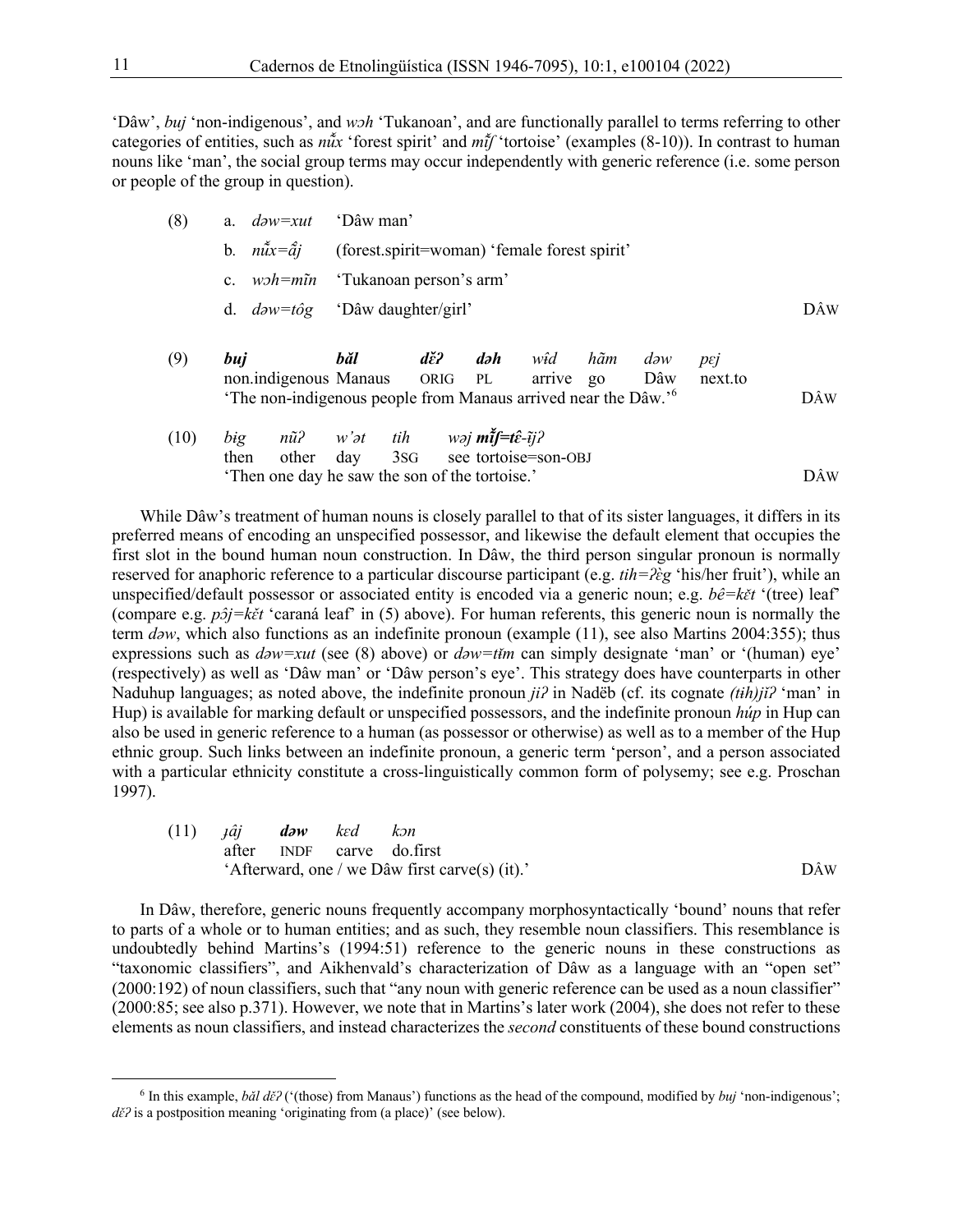'Dâw', *buj* 'non-indigenous', and *wɔh* 'Tukanoan', and are functionally parallel to terms referring to other categories of entities, such as *nw̃̌x* 'forest spirit' and *mɨ̌ʃ* 'tortoise' (examples (8-10)). In contrast to human nouns like 'man', the social group terms may occur independently with generic reference (i.e. some person or people of the group in question).

(8)
a. *dəw=xut* 'Dâw man'
b. *nw̃̌x=ə̂j* (forest.spirit=woman) 'female forest spirit'
c. *wɔh=mĩn* 'Tukanoan person's arm'
d. *dəw=tôg* 'Dâw daughter/girl' — DÂW

(9)
***buj*** ***bǎl*** ***dɛ̌ʔ*** ***dəh*** *wɨ̂d* *hãm* *dəw* *pɛj*
non.indigenous Manaus ORIG PL arrive go Dâw next.to
'The non-indigenous people from Manaus arrived near the Dâw.'[6] — DÂW

(10)
*big* *nũʔ* *w'ət* *tih* *wəj* ***mɨ̌ʃ=tɛ̂***-*ĩjʔ*
then other day 3SG see tortoise=son-OBJ
'Then one day he saw the son of the tortoise.' — DÂW

While Dâw's treatment of human nouns is closely parallel to that of its sister languages, it differs in its preferred means of encoding an unspecified possessor, and likewise the default element that occupies the first slot in the bound human noun construction. In Dâw, the third person singular pronoun is normally reserved for anaphoric reference to a particular discourse participant (e.g. *tih=ʔɛ̀g* 'his/her fruit'), while an unspecified/default possessor or associated entity is encoded via a generic noun; e.g. *bê=kɛ̌t* '(tree) leaf' (compare e.g. *pɔ̂j=kɛ̌t* 'caraná leaf' in (5) above). For human referents, this generic noun is normally the term *dəw*, which also functions as an indefinite pronoun (example (11), see also Martins 2004:355); thus expressions such as *dəw=xut* (see (8) above) or *dəw=tɨ̌m* can simply designate 'man' or '(human) eye' (respectively) as well as 'Dâw man' or 'Dâw person's eye'. This strategy does have counterparts in other Naduhup languages; as noted above, the indefinite pronoun *jiʔ* in Nadëb (cf. its cognate *(tɨh)jɨ̌ʔ* 'man' in Hup) is available for marking default or unspecified possessors, and the indefinite pronoun *húp* in Hup can also be used in generic reference to a human (as possessor or otherwise) as well as to a member of the Hup ethnic group. Such links between an indefinite pronoun, a generic term 'person', and a person associated with a particular ethnicity constitute a cross-linguistically common form of polysemy; see e.g. Proschan 1997).

(11)
*ɟâj* ***dəw*** *kɛd* *kɔn*
after INDF carve do.first
'Afterward, one / we Dâw first carve(s) (it).' — DÂW

In Dâw, therefore, generic nouns frequently accompany morphosyntactically 'bound' nouns that refer to parts of a whole or to human entities; and as such, they resemble noun classifiers. This resemblance is undoubtedly behind Martins's (1994:51) reference to the generic nouns in these constructions as "taxonomic classifiers", and Aikhenvald's characterization of Dâw as a language with an "open set" (2000:192) of noun classifiers, such that "any noun with generic reference can be used as a noun classifier" (2000:85; see also p.371). However, we note that in Martins's later work (2004), she does not refer to these elements as noun classifiers, and instead characterizes the *second* constituents of these bound constructions

[6] In this example, *bǎl dɛ̌ʔ* ('(those) from Manaus') functions as the head of the compound, modified by *buj* 'non-indigenous'; *dɛ̌ʔ* is a postposition meaning 'originating from (a place)' (see below).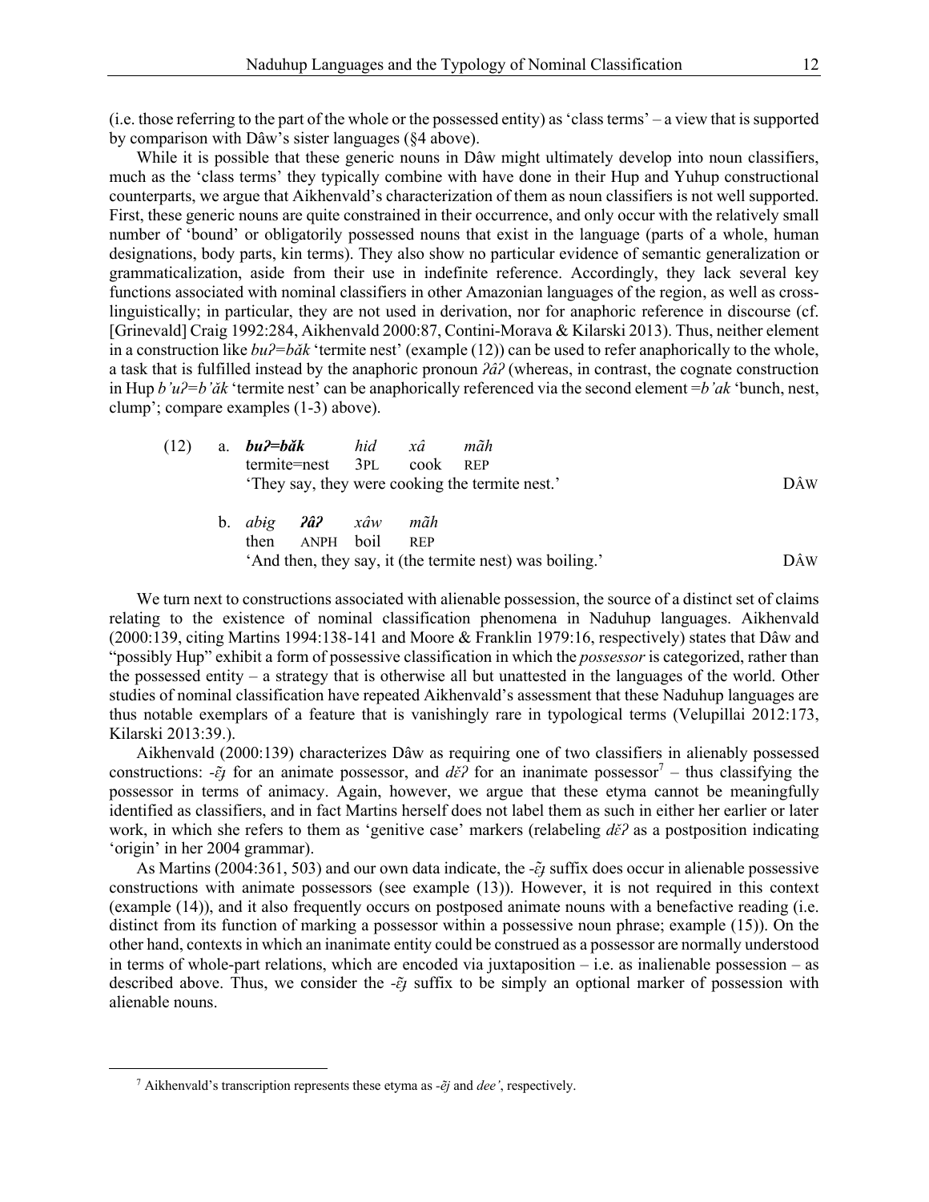(i.e. those referring to the part of the whole or the possessed entity) as 'class terms' – a view that is supported by comparison with Dâw's sister languages (§4 above).

While it is possible that these generic nouns in Dâw might ultimately develop into noun classifiers, much as the 'class terms' they typically combine with have done in their Hup and Yuhup constructional counterparts, we argue that Aikhenvald's characterization of them as noun classifiers is not well supported. First, these generic nouns are quite constrained in their occurrence, and only occur with the relatively small number of 'bound' or obligatorily possessed nouns that exist in the language (parts of a whole, human designations, body parts, kin terms). They also show no particular evidence of semantic generalization or grammaticalization, aside from their use in indefinite reference. Accordingly, they lack several key functions associated with nominal classifiers in other Amazonian languages of the region, as well as cross-linguistically; in particular, they are not used in derivation, nor for anaphoric reference in discourse (cf. [Grinevald] Craig 1992:284, Aikhenvald 2000:87, Contini-Morava & Kilarski 2013). Thus, neither element in a construction like *buʔ=bǎk* 'termite nest' (example (12)) can be used to refer anaphorically to the whole, a task that is fulfilled instead by the anaphoric pronoun *ʔâʔ* (whereas, in contrast, the cognate construction in Hup *b'uʔ=b'ǎk* 'termite nest' can be anaphorically referenced via the second element =*b'ak* 'bunch, nest, clump'; compare examples (1-3) above).

(12) a. ***buʔ=bǎk*** *hid* *xâ* *mãh*
termite=nest 3PL cook REP
'They say, they were cooking the termite nest.' DÂW

b. *abɨg* ***ʔâʔ*** *xâw* *mãh*
then ANPH boil REP
'And then, they say, it (the termite nest) was boiling.' DÂW

We turn next to constructions associated with alienable possession, the source of a distinct set of claims relating to the existence of nominal classification phenomena in Naduhup languages. Aikhenvald (2000:139, citing Martins 1994:138-141 and Moore & Franklin 1979:16, respectively) states that Dâw and "possibly Hup" exhibit a form of possessive classification in which the *possessor* is categorized, rather than the possessed entity – a strategy that is otherwise all but unattested in the languages of the world. Other studies of nominal classification have repeated Aikhenvald's assessment that these Naduhup languages are thus notable exemplars of a feature that is vanishingly rare in typological terms (Velupillai 2012:173, Kilarski 2013:39.).

Aikhenvald (2000:139) characterizes Dâw as requiring one of two classifiers in alienably possessed constructions: *-ɛ̃ɟ* for an animate possessor, and *dɛ̌ʔ* for an inanimate possessor[7] – thus classifying the possessor in terms of animacy. Again, however, we argue that these etyma cannot be meaningfully identified as classifiers, and in fact Martins herself does not label them as such in either her earlier or later work, in which she refers to them as 'genitive case' markers (relabeling *dɛ̌ʔ* as a postposition indicating 'origin' in her 2004 grammar).

As Martins (2004:361, 503) and our own data indicate, the *-ɛ̃ɟ* suffix does occur in alienable possessive constructions with animate possessors (see example (13)). However, it is not required in this context (example (14)), and it also frequently occurs on postposed animate nouns with a benefactive reading (i.e. distinct from its function of marking a possessor within a possessive noun phrase; example (15)). On the other hand, contexts in which an inanimate entity could be construed as a possessor are normally understood in terms of whole-part relations, which are encoded via juxtaposition – i.e. as inalienable possession – as described above. Thus, we consider the *-ɛ̃ɟ* suffix to be simply an optional marker of possession with alienable nouns.

[7] Aikhenvald's transcription represents these etyma as *-ẽj* and *dee'*, respectively.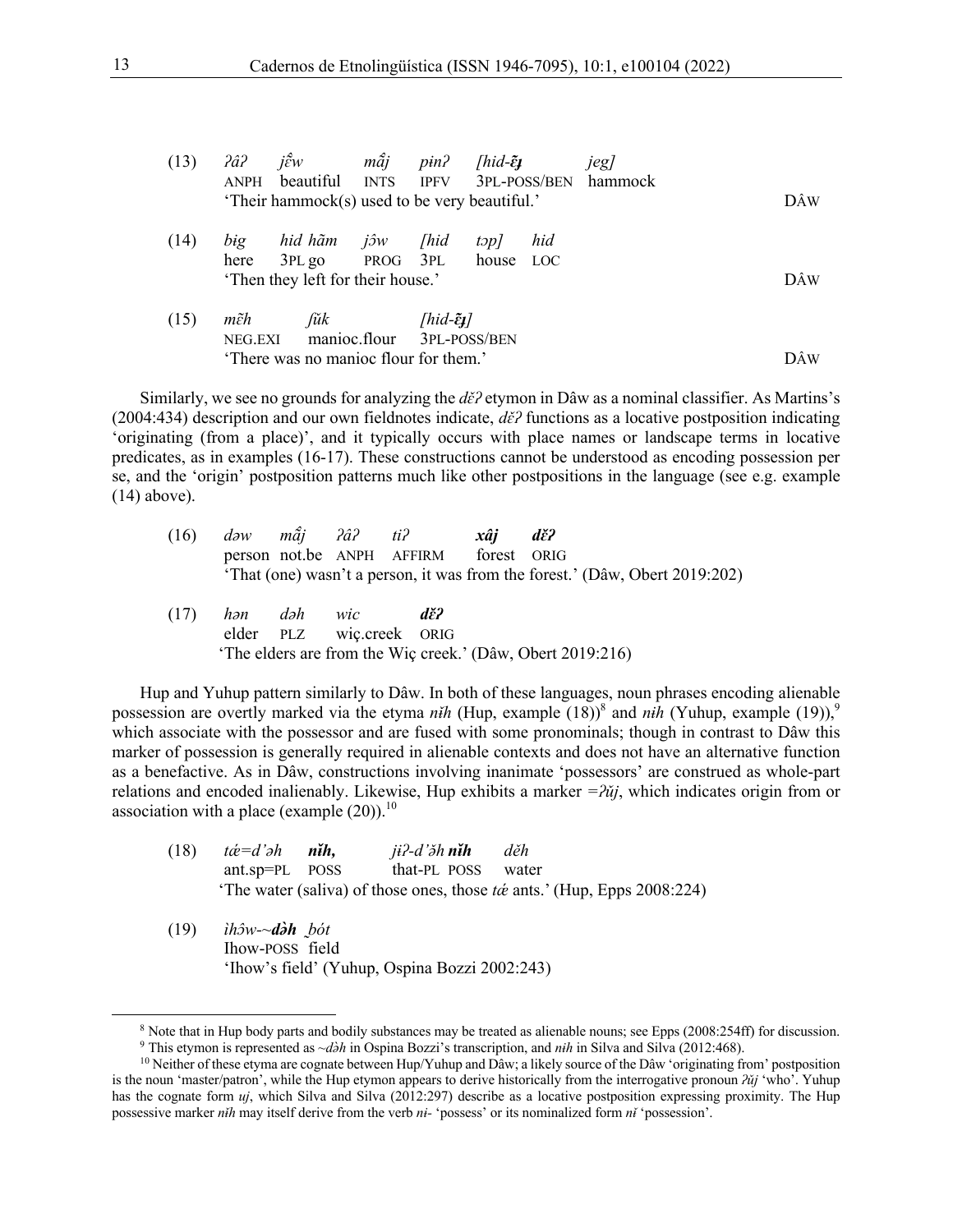(13) *ʔâʔ jɛ̂w mɐ̂j pɨnʔ [hid-ɛ̃ɟ jeg]*
ANPH beautiful INTS IPFV 3PL-POSS/BEN hammock
'Their hammock(s) used to be very beautiful.' DÂW

(14) *bɨg hid hãm jɔ̂w [hid tɔp] hid*
here 3PL go PROG 3PL house LOC
'Then they left for their house.' DÂW

(15) *mɛ̃h ʃũk [hid-ɛ̃ɟ]*
NEG.EXI manioc.flour 3PL-POSS/BEN
'There was no manioc flour for them.' DÂW

Similarly, we see no grounds for analyzing the *dɛ̆ʔ* etymon in Dâw as a nominal classifier. As Martins's (2004:434) description and our own fieldnotes indicate, *dɛ̆ʔ* functions as a locative postposition indicating 'originating (from a place)', and it typically occurs with place names or landscape terms in locative predicates, as in examples (16-17). These constructions cannot be understood as encoding possession per se, and the 'origin' postposition patterns much like other postpositions in the language (see e.g. example (14) above).

(16) *dəw mɐ̂j ʔâʔ tiʔ* ***xâj dɛ̆ʔ***
person not.be ANPH AFFIRM forest ORIG
'That (one) wasn't a person, it was from the forest.' (Dâw, Obert 2019:202)

(17) *hən dəh wic* ***dɛ̆ʔ***
elder PLZ wiç.creek ORIG
'The elders are from the Wiç creek.' (Dâw, Obert 2019:216)

Hup and Yuhup pattern similarly to Dâw. In both of these languages, noun phrases encoding alienable possession are overtly marked via the etyma *nɨ̆h* (Hup, example (18))[8] and *nɨh* (Yuhup, example (19)),[9] which associate with the possessor and are fused with some pronominals; though in contrast to Dâw this marker of possession is generally required in alienable contexts and does not have an alternative function as a benefactive. As in Dâw, constructions involving inanimate 'possessors' are construed as whole-part relations and encoded inalienably. Likewise, Hup exhibits a marker *=ʔŭj*, which indicates origin from or association with a place (example (20)).[10]

(18) *tǽ=d'əh* ***nɨ̆h,*** *jɨʔ-d'ə̆h* ***nɨ̆h*** *dĕh*
ant.sp=PL POSS that-PL POSS water
'The water (saliva) of those ones, those *tǽ* ants.' (Hup, Epps 2008:224)

(19) *ìhɔ̂w-~****də̀h*** *b̰ót*
Ihow-POSS field
'Ihow's field' (Yuhup, Ospina Bozzi 2002:243)

---

[8] Note that in Hup body parts and bodily substances may be treated as alienable nouns; see Epps (2008:254ff) for discussion.

[9] This etymon is represented as *~də̀h* in Ospina Bozzi's transcription, and *nɨh* in Silva and Silva (2012:468).

[10] Neither of these etyma are cognate between Hup/Yuhup and Dâw; a likely source of the Dâw 'originating from' postposition is the noun 'master/patron', while the Hup etymon appears to derive historically from the interrogative pronoun *ʔŭj* 'who'. Yuhup has the cognate form *uj*, which Silva and Silva (2012:297) describe as a locative postposition expressing proximity. The Hup possessive marker *nɨ̆h* may itself derive from the verb *ni-* 'possess' or its nominalized form *nɨ̆* 'possession'.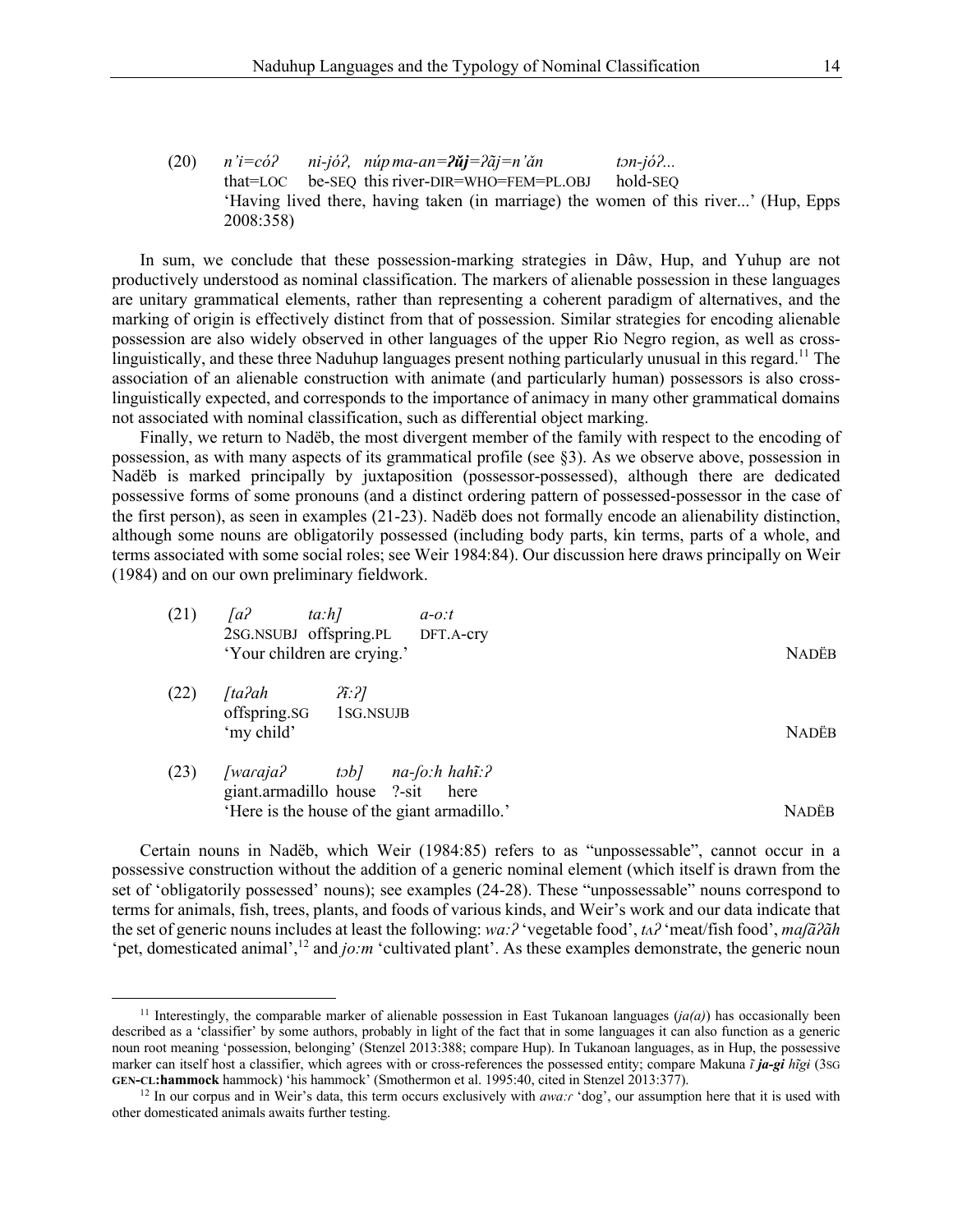(20) *n'i=cóʔ ni-jóʔ, núp ma-an=ʔúj=ʔãj=n'ăn tɔn-jóʔ...*
that=LOC be-SEQ this river-DIR=WHO=FEM=PL.OBJ hold-SEQ
'Having lived there, having taken (in marriage) the women of this river...' (Hup, Epps 2008:358)

In sum, we conclude that these possession-marking strategies in Dâw, Hup, and Yuhup are not productively understood as nominal classification. The markers of alienable possession in these languages are unitary grammatical elements, rather than representing a coherent paradigm of alternatives, and the marking of origin is effectively distinct from that of possession. Similar strategies for encoding alienable possession are also widely observed in other languages of the upper Rio Negro region, as well as cross-linguistically, and these three Naduhup languages present nothing particularly unusual in this regard.[11] The association of an alienable construction with animate (and particularly human) possessors is also cross-linguistically expected, and corresponds to the importance of animacy in many other grammatical domains not associated with nominal classification, such as differential object marking.

Finally, we return to Nadëb, the most divergent member of the family with respect to the encoding of possession, as with many aspects of its grammatical profile (see §3). As we observe above, possession in Nadëb is marked principally by juxtaposition (possessor-possessed), although there are dedicated possessive forms of some pronouns (and a distinct ordering pattern of possessed-possessor in the case of the first person), as seen in examples (21-23). Nadëb does not formally encode an alienability distinction, although some nouns are obligatorily possessed (including body parts, kin terms, parts of a whole, and terms associated with some social roles; see Weir 1984:84). Our discussion here draws principally on Weir (1984) and on our own preliminary fieldwork.

(21) *[aʔ ta:h] a-o:t*
2SG.NSUBJ offspring.PL DFT.A-cry
'Your children are crying.' NADËB

(22) *[taʔah ʔĩ:ʔ]*
offspring.SG 1SG.NSUJB
'my child' NADËB

(23) *[waraјaʔ tɔb] na-ʃo:h hahĩ:ʔ*
giant.armadillo house ?-sit here
'Here is the house of the giant armadillo.' NADËB

Certain nouns in Nadëb, which Weir (1984:85) refers to as "unpossessable", cannot occur in a possessive construction without the addition of a generic nominal element (which itself is drawn from the set of 'obligatorily possessed' nouns); see examples (24-28). These "unpossessable" nouns correspond to terms for animals, fish, trees, plants, and foods of various kinds, and Weir's work and our data indicate that the set of generic nouns includes at least the following: *wa:ʔ* 'vegetable food', *tʌʔ* 'meat/fish food', *maʃãʔãh* 'pet, domesticated animal',[12] and *jo:m* 'cultivated plant'. As these examples demonstrate, the generic noun

[11] Interestingly, the comparable marker of alienable possession in East Tukanoan languages (*ja(a)*) has occasionally been described as a 'classifier' by some authors, probably in light of the fact that in some languages it can also function as a generic noun root meaning 'possession, belonging' (Stenzel 2013:388; compare Hup). In Tukanoan languages, as in Hup, the possessive marker can itself host a classifier, which agrees with or cross-references the possessed entity; compare Makuna *ĩ **ja-gi** hĩgi* (3SG GEN-CL:**hammock** hammock) 'his hammock' (Smothermon et al. 1995:40, cited in Stenzel 2013:377).

[12] In our corpus and in Weir's data, this term occurs exclusively with *awa:r* 'dog', our assumption here that it is used with other domesticated animals awaits further testing.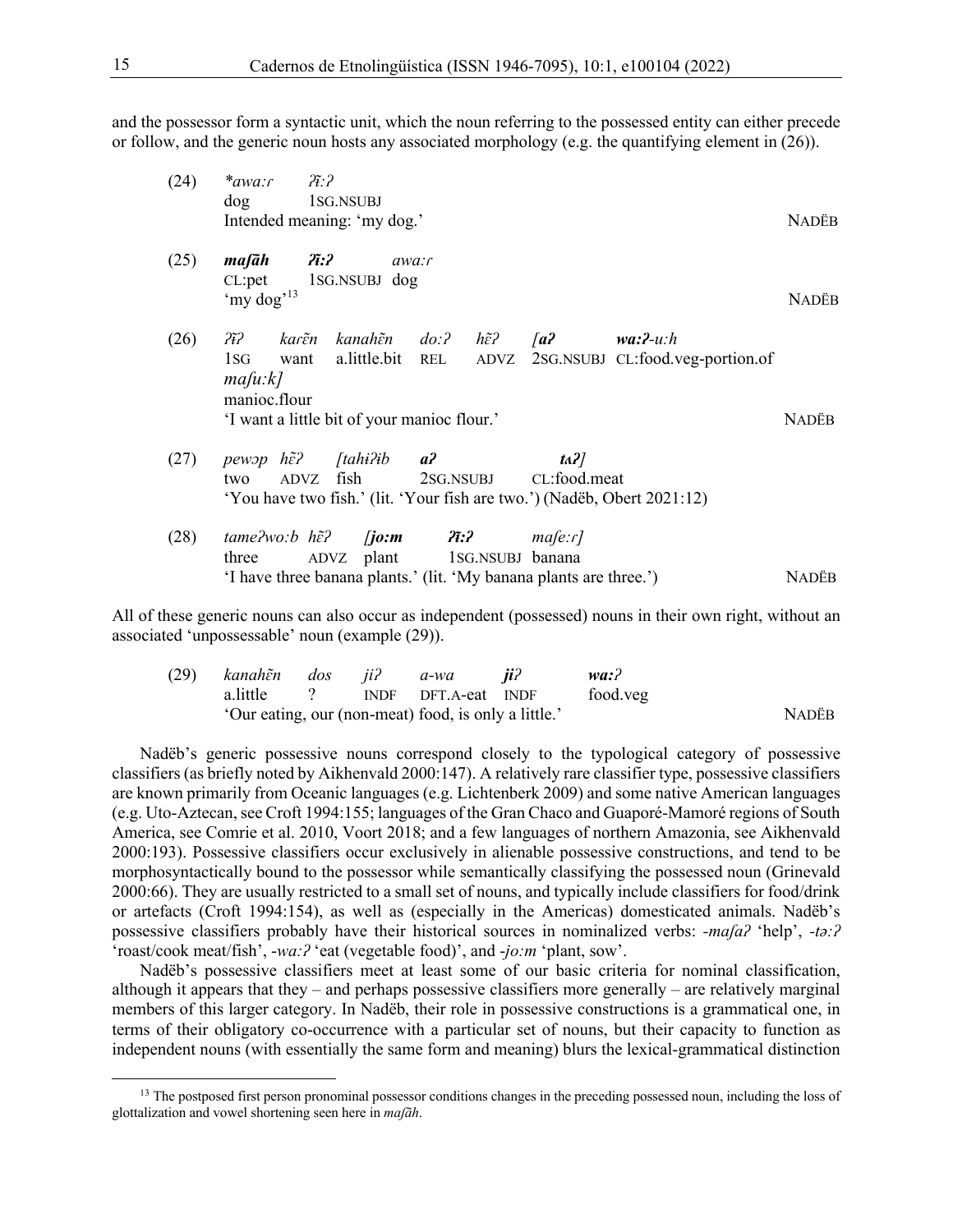and the possessor form a syntactic unit, which the noun referring to the possessed entity can either precede or follow, and the generic noun hosts any associated morphology (e.g. the quantifying element in (26)).

(24) *\*awaːɾ ʔĩːʔ*
dog 1SG.NSUBJ
Intended meaning: 'my dog.' NADËB

(25) ***maʃãh ʔĩːʔ*** *awaːɾ*
CL:pet 1SG.NSUBJ dog
'my dog'[13] NADËB

(26) *ʔĩʔ karẽn kanahẽn doːʔ hɛ̃ʔ* ***[aʔ waːʔ****-uːh*
1SG want a.little.bit REL ADVZ 2SG.NSUBJ CL:food.veg-portion.of
*maʃuːk]*
manioc.flour
'I want a little bit of your manioc flour.' NADËB

(27) *pewɔp hɛ̃ʔ [tahɨʔib* ***aʔ tʌʔ]***
two ADVZ fish 2SG.NSUBJ CL:food.meat
'You have two fish.' (lit. 'Your fish are two.') (Nadëb, Obert 2021:12)

(28) *tameʔwoːb hɛ̃ʔ* ***[joːm ʔĩːʔ*** *maʃeːɾ]*
three ADVZ plant 1SG.NSUBJ banana
'I have three banana plants.' (lit. 'My banana plants are three.') NADËB

All of these generic nouns can also occur as independent (possessed) nouns in their own right, without an associated 'unpossessable' noun (example (29)).

(29) *kanahẽn dos jiʔ a-wa* ***jiʔ waːʔ***
a.little ? INDF DFT.A-eat INDF food.veg
'Our eating, our (non-meat) food, is only a little.' NADËB

Nadëb's generic possessive nouns correspond closely to the typological category of possessive classifiers (as briefly noted by Aikhenvald 2000:147). A relatively rare classifier type, possessive classifiers are known primarily from Oceanic languages (e.g. Lichtenberk 2009) and some native American languages (e.g. Uto-Aztecan, see Croft 1994:155; languages of the Gran Chaco and Guaporé-Mamoré regions of South America, see Comrie et al. 2010, Voort 2018; and a few languages of northern Amazonia, see Aikhenvald 2000:193). Possessive classifiers occur exclusively in alienable possessive constructions, and tend to be morphosyntactically bound to the possessor while semantically classifying the possessed noun (Grinevald 2000:66). They are usually restricted to a small set of nouns, and typically include classifiers for food/drink or artefacts (Croft 1994:154), as well as (especially in the Americas) domesticated animals. Nadëb's possessive classifiers probably have their historical sources in nominalized verbs: *-maʃaʔ* 'help', *-təːʔ* 'roast/cook meat/fish', *-waːʔ* 'eat (vegetable food)', and *-joːm* 'plant, sow'.

Nadëb's possessive classifiers meet at least some of our basic criteria for nominal classification, although it appears that they – and perhaps possessive classifiers more generally – are relatively marginal members of this larger category. In Nadëb, their role in possessive constructions is a grammatical one, in terms of their obligatory co-occurrence with a particular set of nouns, but their capacity to function as independent nouns (with essentially the same form and meaning) blurs the lexical-grammatical distinction

[13] The postposed first person pronominal possessor conditions changes in the preceding possessed noun, including the loss of glottalization and vowel shortening seen here in *maʃãh*.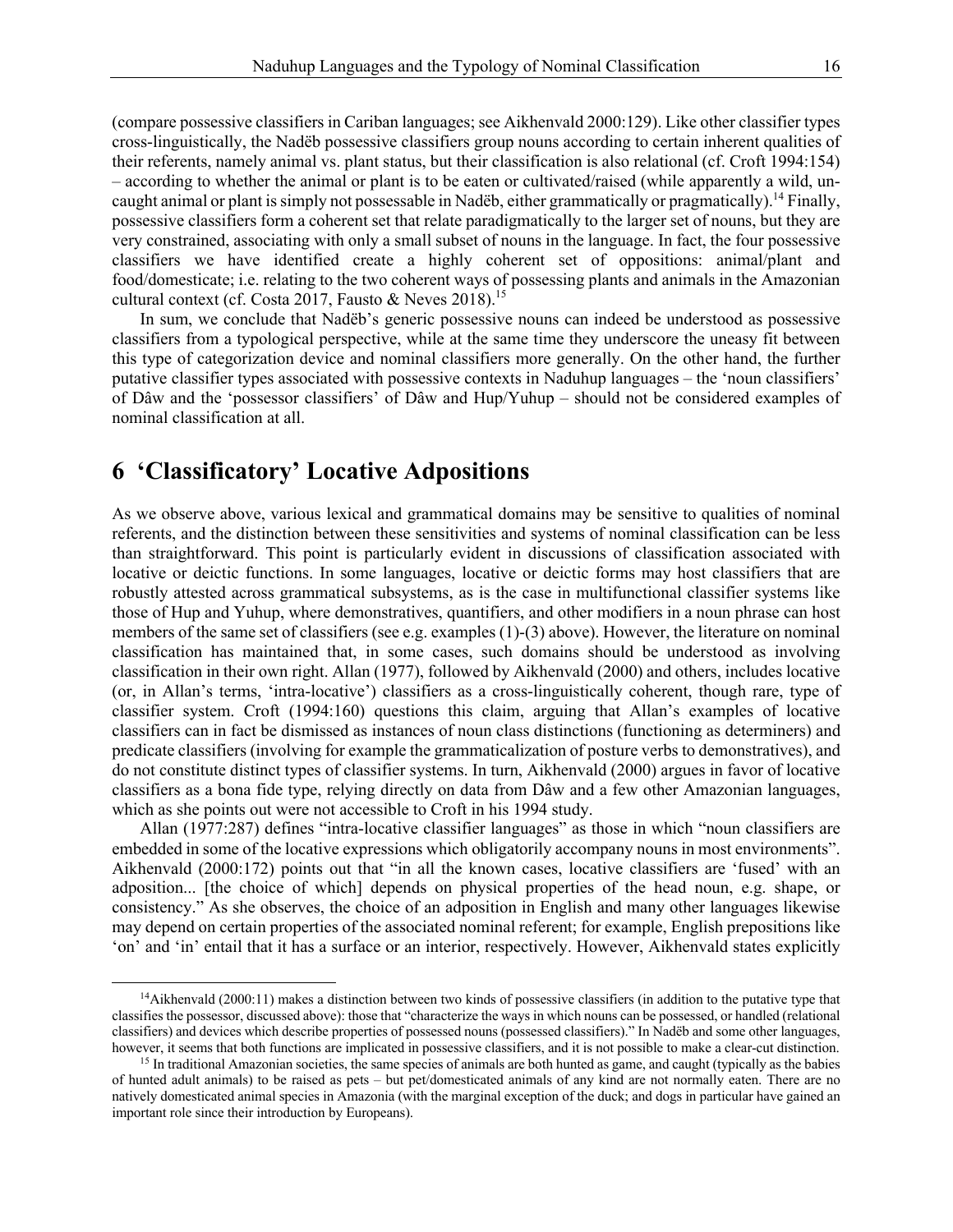(compare possessive classifiers in Cariban languages; see Aikhenvald 2000:129). Like other classifier types cross-linguistically, the Nadëb possessive classifiers group nouns according to certain inherent qualities of their referents, namely animal vs. plant status, but their classification is also relational (cf. Croft 1994:154) – according to whether the animal or plant is to be eaten or cultivated/raised (while apparently a wild, un-caught animal or plant is simply not possessable in Nadëb, either grammatically or pragmatically).[14] Finally, possessive classifiers form a coherent set that relate paradigmatically to the larger set of nouns, but they are very constrained, associating with only a small subset of nouns in the language. In fact, the four possessive classifiers we have identified create a highly coherent set of oppositions: animal/plant and food/domesticate; i.e. relating to the two coherent ways of possessing plants and animals in the Amazonian cultural context (cf. Costa 2017, Fausto & Neves 2018).[15]

In sum, we conclude that Nadëb's generic possessive nouns can indeed be understood as possessive classifiers from a typological perspective, while at the same time they underscore the uneasy fit between this type of categorization device and nominal classifiers more generally. On the other hand, the further putative classifier types associated with possessive contexts in Naduhup languages – the 'noun classifiers' of Dâw and the 'possessor classifiers' of Dâw and Hup/Yuhup – should not be considered examples of nominal classification at all.

# 6 'Classificatory' Locative Adpositions

As we observe above, various lexical and grammatical domains may be sensitive to qualities of nominal referents, and the distinction between these sensitivities and systems of nominal classification can be less than straightforward. This point is particularly evident in discussions of classification associated with locative or deictic functions. In some languages, locative or deictic forms may host classifiers that are robustly attested across grammatical subsystems, as is the case in multifunctional classifier systems like those of Hup and Yuhup, where demonstratives, quantifiers, and other modifiers in a noun phrase can host members of the same set of classifiers (see e.g. examples (1)-(3) above). However, the literature on nominal classification has maintained that, in some cases, such domains should be understood as involving classification in their own right. Allan (1977), followed by Aikhenvald (2000) and others, includes locative (or, in Allan's terms, 'intra-locative') classifiers as a cross-linguistically coherent, though rare, type of classifier system. Croft (1994:160) questions this claim, arguing that Allan's examples of locative classifiers can in fact be dismissed as instances of noun class distinctions (functioning as determiners) and predicate classifiers (involving for example the grammaticalization of posture verbs to demonstratives), and do not constitute distinct types of classifier systems. In turn, Aikhenvald (2000) argues in favor of locative classifiers as a bona fide type, relying directly on data from Dâw and a few other Amazonian languages, which as she points out were not accessible to Croft in his 1994 study.

Allan (1977:287) defines "intra-locative classifier languages" as those in which "noun classifiers are embedded in some of the locative expressions which obligatorily accompany nouns in most environments". Aikhenvald (2000:172) points out that "in all the known cases, locative classifiers are 'fused' with an adposition... [the choice of which] depends on physical properties of the head noun, e.g. shape, or consistency." As she observes, the choice of an adposition in English and many other languages likewise may depend on certain properties of the associated nominal referent; for example, English prepositions like 'on' and 'in' entail that it has a surface or an interior, respectively. However, Aikhenvald states explicitly

---

[14] Aikhenvald (2000:11) makes a distinction between two kinds of possessive classifiers (in addition to the putative type that classifies the possessor, discussed above): those that "characterize the ways in which nouns can be possessed, or handled (relational classifiers) and devices which describe properties of possessed nouns (possessed classifiers)." In Nadëb and some other languages, however, it seems that both functions are implicated in possessive classifiers, and it is not possible to make a clear-cut distinction.

[15] In traditional Amazonian societies, the same species of animals are both hunted as game, and caught (typically as the babies of hunted adult animals) to be raised as pets – but pet/domesticated animals of any kind are not normally eaten. There are no natively domesticated animal species in Amazonia (with the marginal exception of the duck; and dogs in particular have gained an important role since their introduction by Europeans).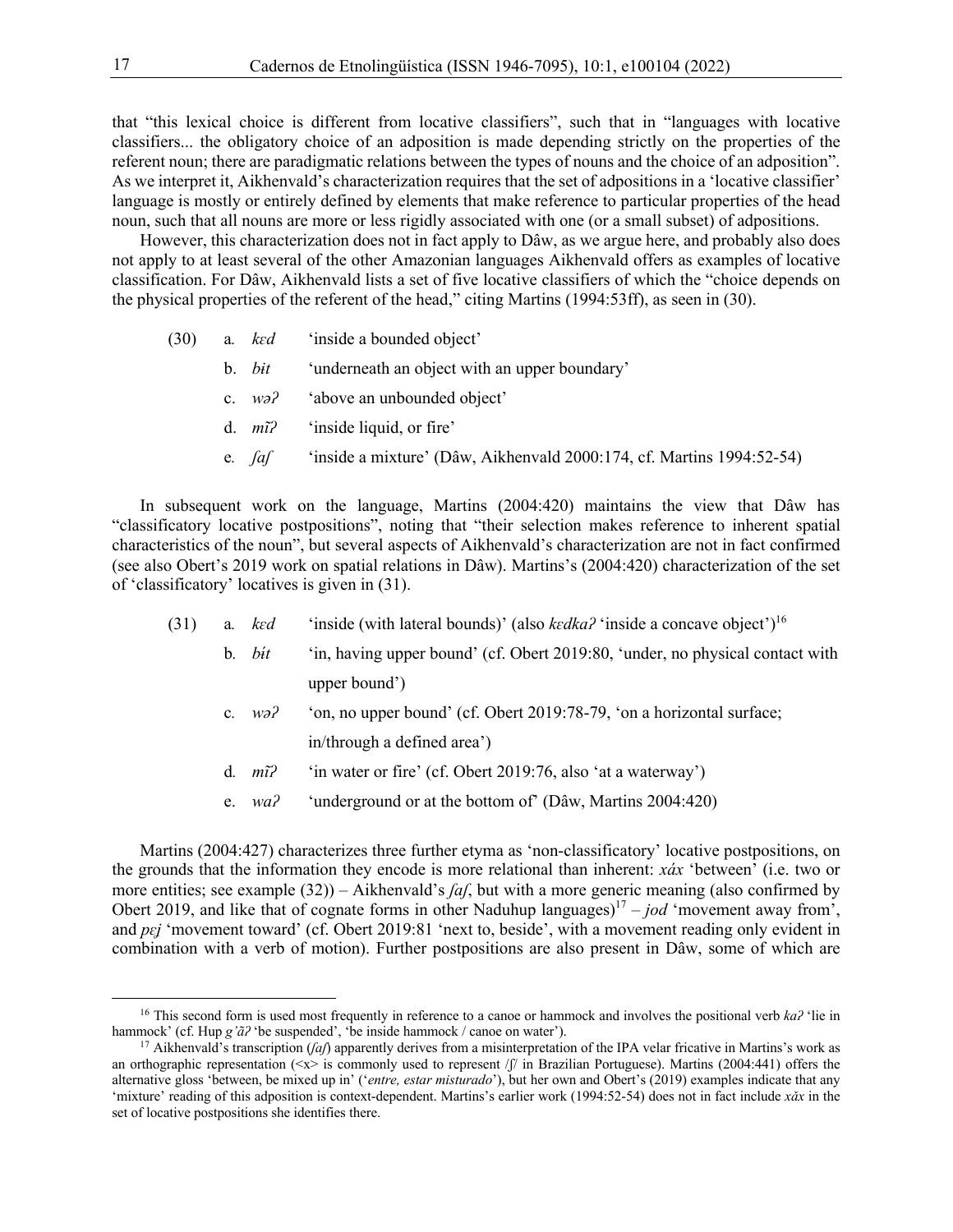that "this lexical choice is different from locative classifiers", such that in "languages with locative classifiers... the obligatory choice of an adposition is made depending strictly on the properties of the referent noun; there are paradigmatic relations between the types of nouns and the choice of an adposition". As we interpret it, Aikhenvald's characterization requires that the set of adpositions in a 'locative classifier' language is mostly or entirely defined by elements that make reference to particular properties of the head noun, such that all nouns are more or less rigidly associated with one (or a small subset) of adpositions.

However, this characterization does not in fact apply to Dâw, as we argue here, and probably also does not apply to at least several of the other Amazonian languages Aikhenvald offers as examples of locative classification. For Dâw, Aikhenvald lists a set of five locative classifiers of which the "choice depends on the physical properties of the referent of the head," citing Martins (1994:53ff), as seen in (30).

(30) a. *kɛd* 'inside a bounded object'
     b. *bɨt* 'underneath an object with an upper boundary'
     c. *wəʔ* 'above an unbounded object'
     d. *mĩʔ* 'inside liquid, or fire'
     e. *ʃaʃ* 'inside a mixture' (Dâw, Aikhenvald 2000:174, cf. Martins 1994:52-54)

In subsequent work on the language, Martins (2004:420) maintains the view that Dâw has "classificatory locative postpositions", noting that "their selection makes reference to inherent spatial characteristics of the noun", but several aspects of Aikhenvald's characterization are not in fact confirmed (see also Obert's 2019 work on spatial relations in Dâw). Martins's (2004:420) characterization of the set of 'classificatory' locatives is given in (31).

(31) a. *kɛd* 'inside (with lateral bounds)' (also *kɛdkaʔ* 'inside a concave object')[16]
     b. *bɨ́t* 'in, having upper bound' (cf. Obert 2019:80, 'under, no physical contact with upper bound')
     c. *wəʔ* 'on, no upper bound' (cf. Obert 2019:78-79, 'on a horizontal surface; in/through a defined area')
     d. *mĩʔ* 'in water or fire' (cf. Obert 2019:76, also 'at a waterway')
     e. *waʔ* 'underground or at the bottom of' (Dâw, Martins 2004:420)

Martins (2004:427) characterizes three further etyma as 'non-classificatory' locative postpositions, on the grounds that the information they encode is more relational than inherent: *xáx* 'between' (i.e. two or more entities; see example (32)) – Aikhenvald's *ʃaʃ*, but with a more generic meaning (also confirmed by Obert 2019, and like that of cognate forms in other Naduhup languages)[17] – *jod* 'movement away from', and *pɛj* 'movement toward' (cf. Obert 2019:81 'next to, beside', with a movement reading only evident in combination with a verb of motion). Further postpositions are also present in Dâw, some of which are

---

[16] This second form is used most frequently in reference to a canoe or hammock and involves the positional verb *kaʔ* 'lie in hammock' (cf. Hup *g'ãʔ* 'be suspended', 'be inside hammock / canoe on water').

[17] Aikhenvald's transcription (*ʃaʃ*) apparently derives from a misinterpretation of the IPA velar fricative in Martins's work as an orthographic representation (<x> is commonly used to represent /ʃ/ in Brazilian Portuguese). Martins (2004:441) offers the alternative gloss 'between, be mixed up in' ('*entre, estar misturado*'), but her own and Obert's (2019) examples indicate that any 'mixture' reading of this adposition is context-dependent. Martins's earlier work (1994:52-54) does not in fact include *xáx* in the set of locative postpositions she identifies there.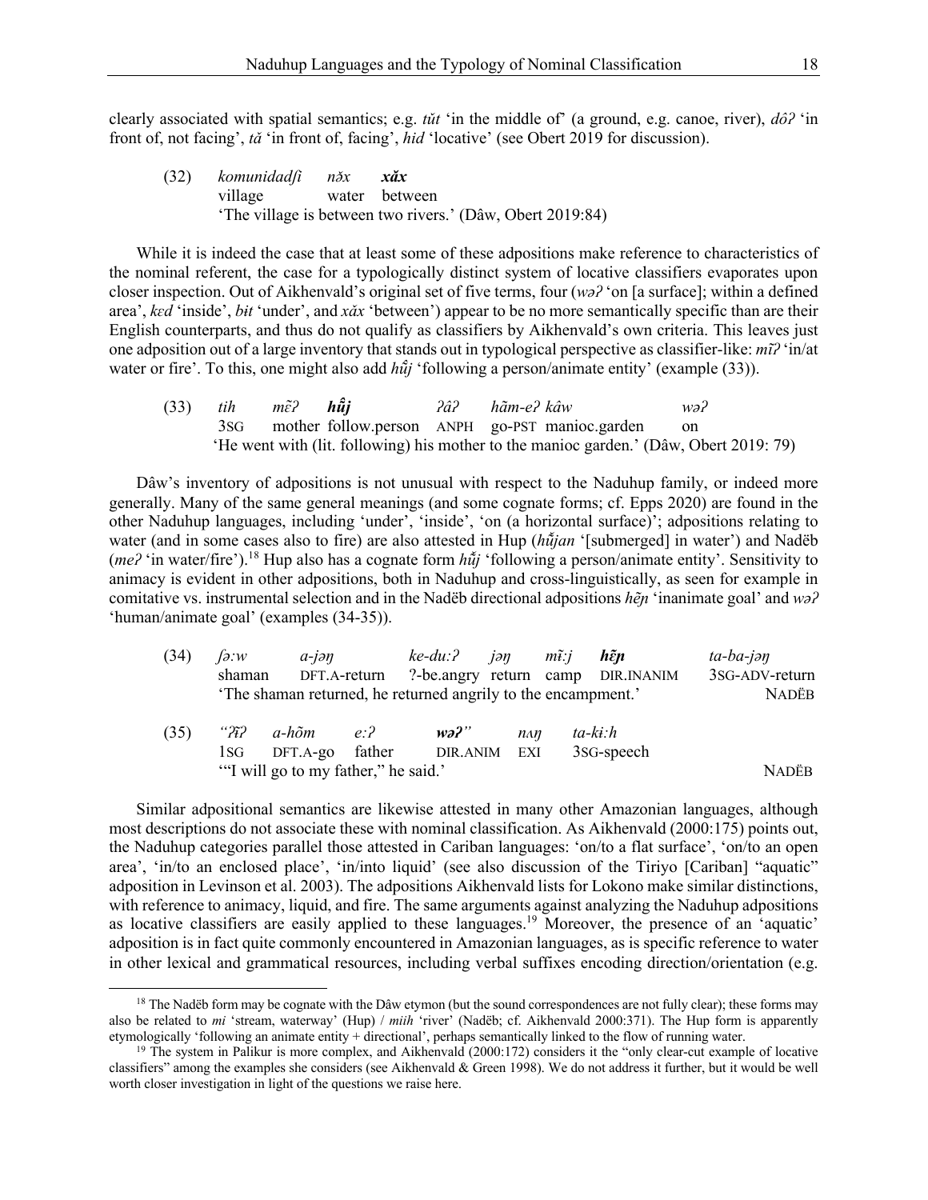clearly associated with spatial semantics; e.g. *tŭt* 'in the middle of' (a ground, e.g. canoe, river), *dôʔ* 'in front of, not facing', *tă* 'in front of, facing', *hid* 'locative' (see Obert 2019 for discussion).

(32) *komunidadʃi* *nə̆x* ***xăx***
village water between
'The village is between two rivers.' (Dâw, Obert 2019:84)

While it is indeed the case that at least some of these adpositions make reference to characteristics of the nominal referent, the case for a typologically distinct system of locative classifiers evaporates upon closer inspection. Out of Aikhenvald's original set of five terms, four (*wəʔ* 'on [a surface]; within a defined area', *kɛd* 'inside', *bɨt* 'under', and *xăx* 'between') appear to be no more semantically specific than are their English counterparts, and thus do not qualify as classifiers by Aikhenvald's own criteria. This leaves just one adposition out of a large inventory that stands out in typological perspective as classifier-like: *mĩʔ* 'in/at water or fire'. To this, one might also add *hũ̂j* 'following a person/animate entity' (example (33)).

(33) *tih* *mɛ̃ʔ* ***hũ̂j*** *ʔâʔ* *hãm-eʔ* *kâw* *wəʔ*
3SG mother follow.person ANPH go-PST manioc.garden on
'He went with (lit. following) his mother to the manioc garden.' (Dâw, Obert 2019: 79)

Dâw's inventory of adpositions is not unusual with respect to the Naduhup family, or indeed more generally. Many of the same general meanings (and some cognate forms; cf. Epps 2020) are found in the other Naduhup languages, including 'under', 'inside', 'on (a horizontal surface)'; adpositions relating to water (and in some cases also to fire) are also attested in Hup (*hũ̌jan* '[submerged] in water') and Nadëb (*meʔ* 'in water/fire').[18] Hup also has a cognate form *hũ̌j* 'following a person/animate entity'. Sensitivity to animacy is evident in other adpositions, both in Naduhup and cross-linguistically, as seen for example in comitative vs. instrumental selection and in the Nadëb directional adpositions *hɛ̃ɲ* 'inanimate goal' and *wəʔ* 'human/animate goal' (examples (34-35)).

(34) *ʃəːw* *a-jəŋ* *ke-duːʔ* *jəŋ* *mĩːj* ***hɛ̃ɲ*** *ta-ba-jəŋ*
shaman DFT.A-return ?-be.angry return camp DIR.INANIM 3SG-ADV-return
'The shaman returned, he returned angrily to the encampment.' NADËB

(35) *"ʔĩʔ* *a-hõm* *eːʔ* ***wəʔ"*** *nʌŋ* *ta-kɨːh*
1SG DFT.A-go father DIR.ANIM EXI 3SG-speech
'"I will go to my father," he said.' NADËB

Similar adpositional semantics are likewise attested in many other Amazonian languages, although most descriptions do not associate these with nominal classification. As Aikhenvald (2000:175) points out, the Naduhup categories parallel those attested in Cariban languages: 'on/to a flat surface', 'on/to an open area', 'in/to an enclosed place', 'in/into liquid' (see also discussion of the Tiriyo [Cariban] "aquatic" adposition in Levinson et al. 2003). The adpositions Aikhenvald lists for Lokono make similar distinctions, with reference to animacy, liquid, and fire. The same arguments against analyzing the Naduhup adpositions as locative classifiers are easily applied to these languages.[19] Moreover, the presence of an 'aquatic' adposition is in fact quite commonly encountered in Amazonian languages, as is specific reference to water in other lexical and grammatical resources, including verbal suffixes encoding direction/orientation (e.g.

---

[18] The Nadëb form may be cognate with the Dâw etymon (but the sound correspondences are not fully clear); these forms may also be related to *mi* 'stream, waterway' (Hup) / *miih* 'river' (Nadëb; cf. Aikhenvald 2000:371). The Hup form is apparently etymologically 'following an animate entity + directional', perhaps semantically linked to the flow of running water.

[19] The system in Palikur is more complex, and Aikhenvald (2000:172) considers it the "only clear-cut example of locative classifiers" among the examples she considers (see Aikhenvald & Green 1998). We do not address it further, but it would be well worth closer investigation in light of the questions we raise here.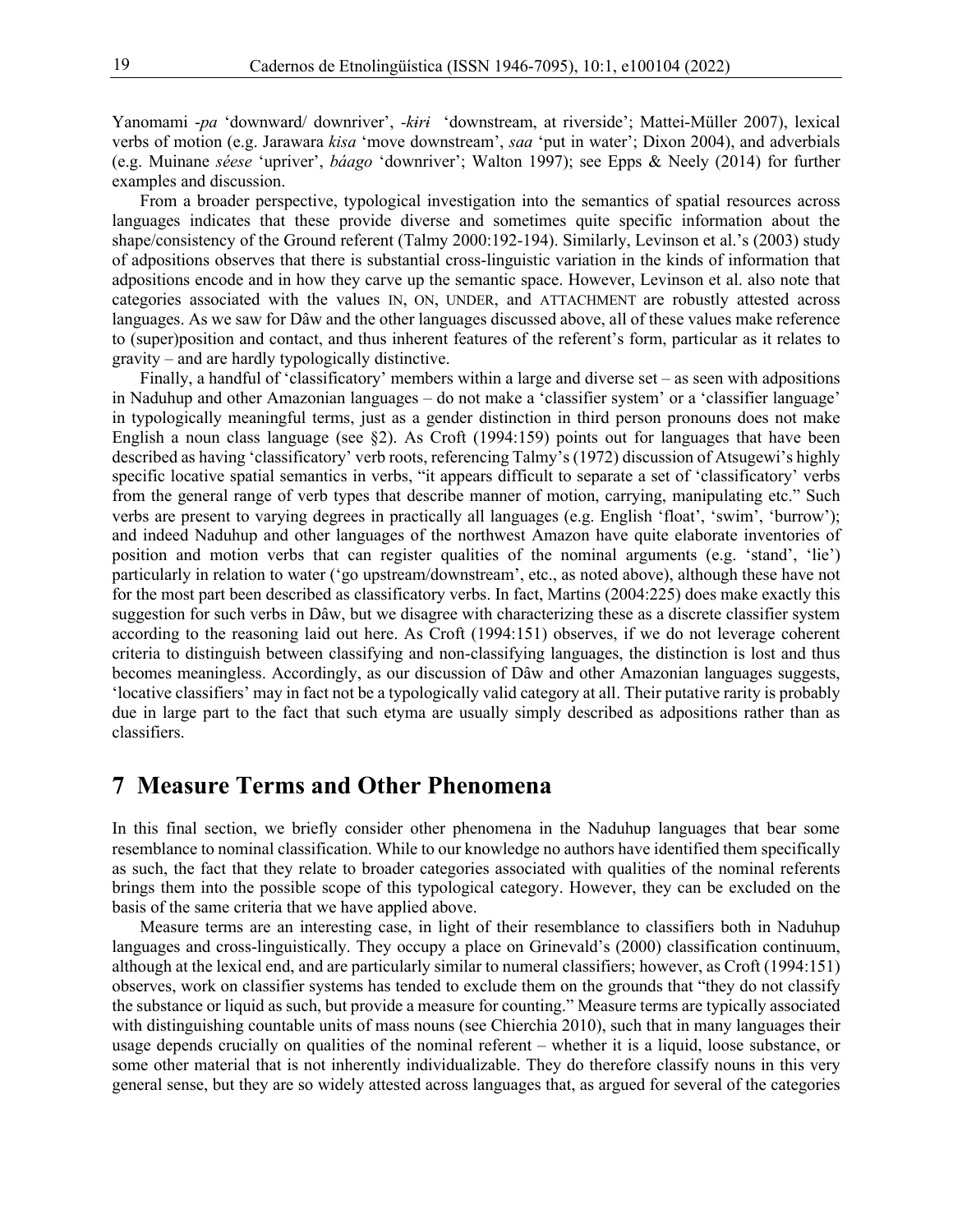Yanomami *-pa* 'downward/ downriver', *-kiri* 'downstream, at riverside'; Mattei-Müller 2007), lexical verbs of motion (e.g. Jarawara *kisa* 'move downstream', *saa* 'put in water'; Dixon 2004), and adverbials (e.g. Muinane *séese* 'upriver', *báago* 'downriver'; Walton 1997); see Epps & Neely (2014) for further examples and discussion.

From a broader perspective, typological investigation into the semantics of spatial resources across languages indicates that these provide diverse and sometimes quite specific information about the shape/consistency of the Ground referent (Talmy 2000:192-194). Similarly, Levinson et al.'s (2003) study of adpositions observes that there is substantial cross-linguistic variation in the kinds of information that adpositions encode and in how they carve up the semantic space. However, Levinson et al. also note that categories associated with the values IN, ON, UNDER, and ATTACHMENT are robustly attested across languages. As we saw for Dâw and the other languages discussed above, all of these values make reference to (super)position and contact, and thus inherent features of the referent's form, particular as it relates to gravity – and are hardly typologically distinctive.

Finally, a handful of 'classificatory' members within a large and diverse set – as seen with adpositions in Naduhup and other Amazonian languages – do not make a 'classifier system' or a 'classifier language' in typologically meaningful terms, just as a gender distinction in third person pronouns does not make English a noun class language (see §2). As Croft (1994:159) points out for languages that have been described as having 'classificatory' verb roots, referencing Talmy's (1972) discussion of Atsugewi's highly specific locative spatial semantics in verbs, "it appears difficult to separate a set of 'classificatory' verbs from the general range of verb types that describe manner of motion, carrying, manipulating etc." Such verbs are present to varying degrees in practically all languages (e.g. English 'float', 'swim', 'burrow'); and indeed Naduhup and other languages of the northwest Amazon have quite elaborate inventories of position and motion verbs that can register qualities of the nominal arguments (e.g. 'stand', 'lie') particularly in relation to water ('go upstream/downstream', etc., as noted above), although these have not for the most part been described as classificatory verbs. In fact, Martins (2004:225) does make exactly this suggestion for such verbs in Dâw, but we disagree with characterizing these as a discrete classifier system according to the reasoning laid out here. As Croft (1994:151) observes, if we do not leverage coherent criteria to distinguish between classifying and non-classifying languages, the distinction is lost and thus becomes meaningless. Accordingly, as our discussion of Dâw and other Amazonian languages suggests, 'locative classifiers' may in fact not be a typologically valid category at all. Their putative rarity is probably due in large part to the fact that such etyma are usually simply described as adpositions rather than as classifiers.

# 7 Measure Terms and Other Phenomena

In this final section, we briefly consider other phenomena in the Naduhup languages that bear some resemblance to nominal classification. While to our knowledge no authors have identified them specifically as such, the fact that they relate to broader categories associated with qualities of the nominal referents brings them into the possible scope of this typological category. However, they can be excluded on the basis of the same criteria that we have applied above.

Measure terms are an interesting case, in light of their resemblance to classifiers both in Naduhup languages and cross-linguistically. They occupy a place on Grinevald's (2000) classification continuum, although at the lexical end, and are particularly similar to numeral classifiers; however, as Croft (1994:151) observes, work on classifier systems has tended to exclude them on the grounds that "they do not classify the substance or liquid as such, but provide a measure for counting." Measure terms are typically associated with distinguishing countable units of mass nouns (see Chierchia 2010), such that in many languages their usage depends crucially on qualities of the nominal referent – whether it is a liquid, loose substance, or some other material that is not inherently individualizable. They do therefore classify nouns in this very general sense, but they are so widely attested across languages that, as argued for several of the categories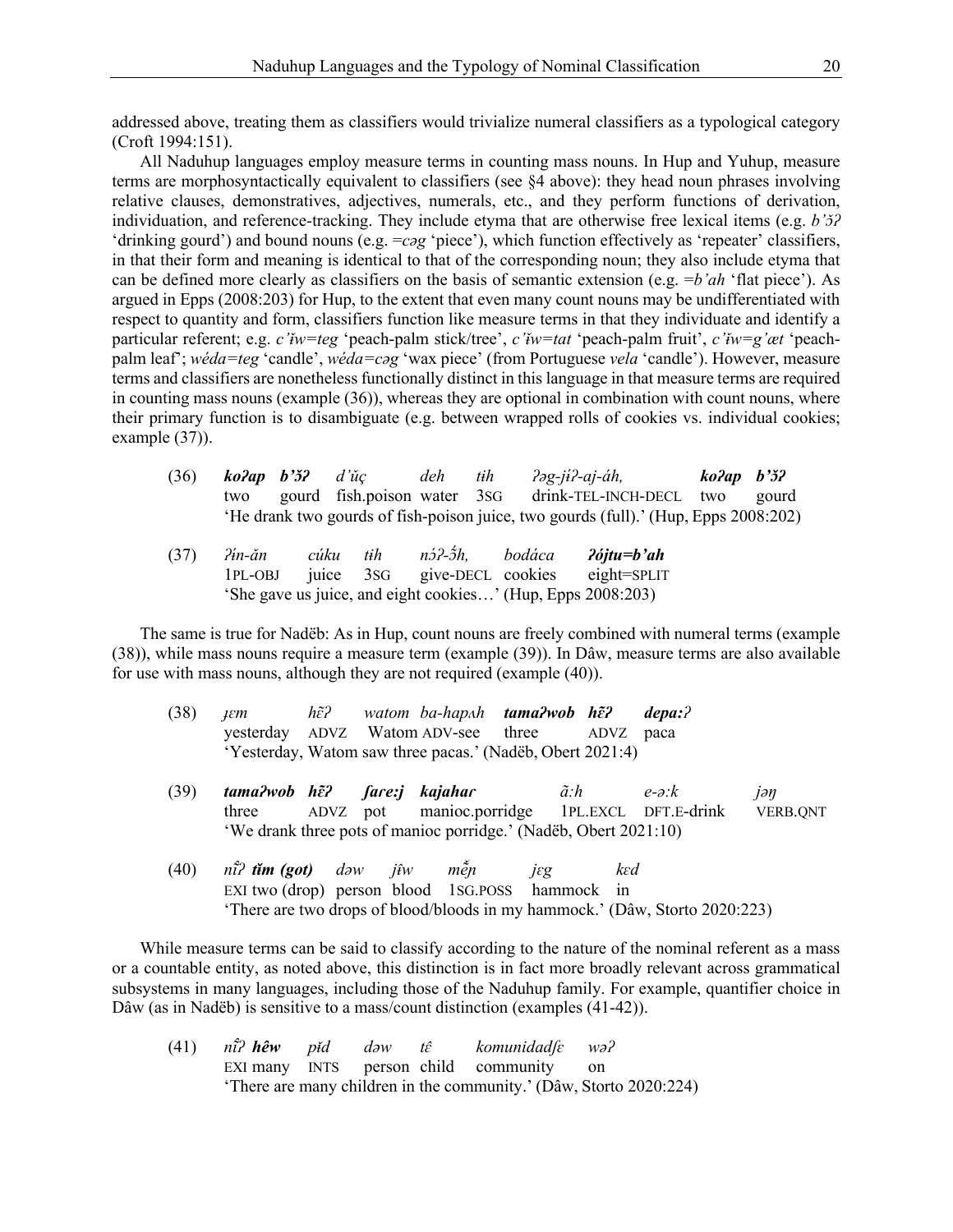addressed above, treating them as classifiers would trivialize numeral classifiers as a typological category (Croft 1994:151).

All Naduhup languages employ measure terms in counting mass nouns. In Hup and Yuhup, measure terms are morphosyntactically equivalent to classifiers (see §4 above): they head noun phrases involving relative clauses, demonstratives, adjectives, numerals, etc., and they perform functions of derivation, individuation, and reference-tracking. They include etyma that are otherwise free lexical items (e.g. *b'ɔ̃ʔ* 'drinking gourd') and bound nouns (e.g. *=cəg* 'piece'), which function effectively as 'repeater' classifiers, in that their form and meaning is identical to that of the corresponding noun; they also include etyma that can be defined more clearly as classifiers on the basis of semantic extension (e.g. *=b'ah* 'flat piece'). As argued in Epps (2008:203) for Hup, to the extent that even many count nouns may be undifferentiated with respect to quantity and form, classifiers function like measure terms in that they individuate and identify a particular referent; e.g. *c'ɨ̃w=teg* 'peach-palm stick/tree', *c'ɨ̃w=tat* 'peach-palm fruit', *c'ɨ̃w=g'æt* 'peach-palm leaf'; *wéda=teg* 'candle', *wéda=cəg* 'wax piece' (from Portuguese *vela* 'candle'). However, measure terms and classifiers are nonetheless functionally distinct in this language in that measure terms are required in counting mass nouns (example (36)), whereas they are optional in combination with count nouns, where their primary function is to disambiguate (e.g. between wrapped rolls of cookies vs. individual cookies; example (37)).

(36) ***koʔap b'ɔ̃ʔ*** *d'ŭç deh tɨh ʔəg-jɨ́ʔ-aj-áh,* ***koʔap b'ɔ̃ʔ***
two gourd fish.poison water 3SG drink-TEL-INCH-DECL two gourd
'He drank two gourds of fish-poison juice, two gourds (full).' (Hup, Epps 2008:202)

(37) *ʔɨ́n-ăn cúku tɨh nɔ́ʔ-ɔ̃́h, bodáca* ***ʔójtu=b'ah***
1PL-OBJ juice 3SG give-DECL cookies eight=SPLIT
'She gave us juice, and eight cookies…' (Hup, Epps 2008:203)

The same is true for Nadëb: As in Hup, count nouns are freely combined with numeral terms (example (38)), while mass nouns require a measure term (example (39)). In Dâw, measure terms are also available for use with mass nouns, although they are not required (example (40)).

(38) *ɟɛm hɛ̃ʔ watom ba-hapʌh* ***tamaʔwob hɛ̃ʔ depa:ʔ***
yesterday ADVZ Watom ADV-see three ADVZ paca
'Yesterday, Watom saw three pacas.' (Nadëb, Obert 2021:4)

(39) ***tamaʔwob hɛ̃ʔ ʃare:j*** ***kajahar*** *ã:h e-ə:k jəŋ*
three ADVZ pot manioc.porridge 1PL.EXCL DFT.E-drink VERB.QNT
'We drank three pots of manioc porridge.' (Nadëb, Obert 2021:10)

(40) ***nɨ̂ʔ tɨ̆m (got)*** *dəw jɨ̂w mẽ̌n jɛg kɛd*
EXI two (drop) person blood 1SG.POSS hammock in
'There are two drops of blood/bloods in my hammock.' (Dâw, Storto 2020:223)

While measure terms can be said to classify according to the nature of the nominal referent as a mass or a countable entity, as noted above, this distinction is in fact more broadly relevant across grammatical subsystems in many languages, including those of the Naduhup family. For example, quantifier choice in Dâw (as in Nadëb) is sensitive to a mass/count distinction (examples (41-42)).

(41) *nɨ̂ʔ* ***hêw*** *pɨ̆d dəw tɛ̂ komunidadʃɛ wəʔ*
EXI many INTS person child community on
'There are many children in the community.' (Dâw, Storto 2020:224)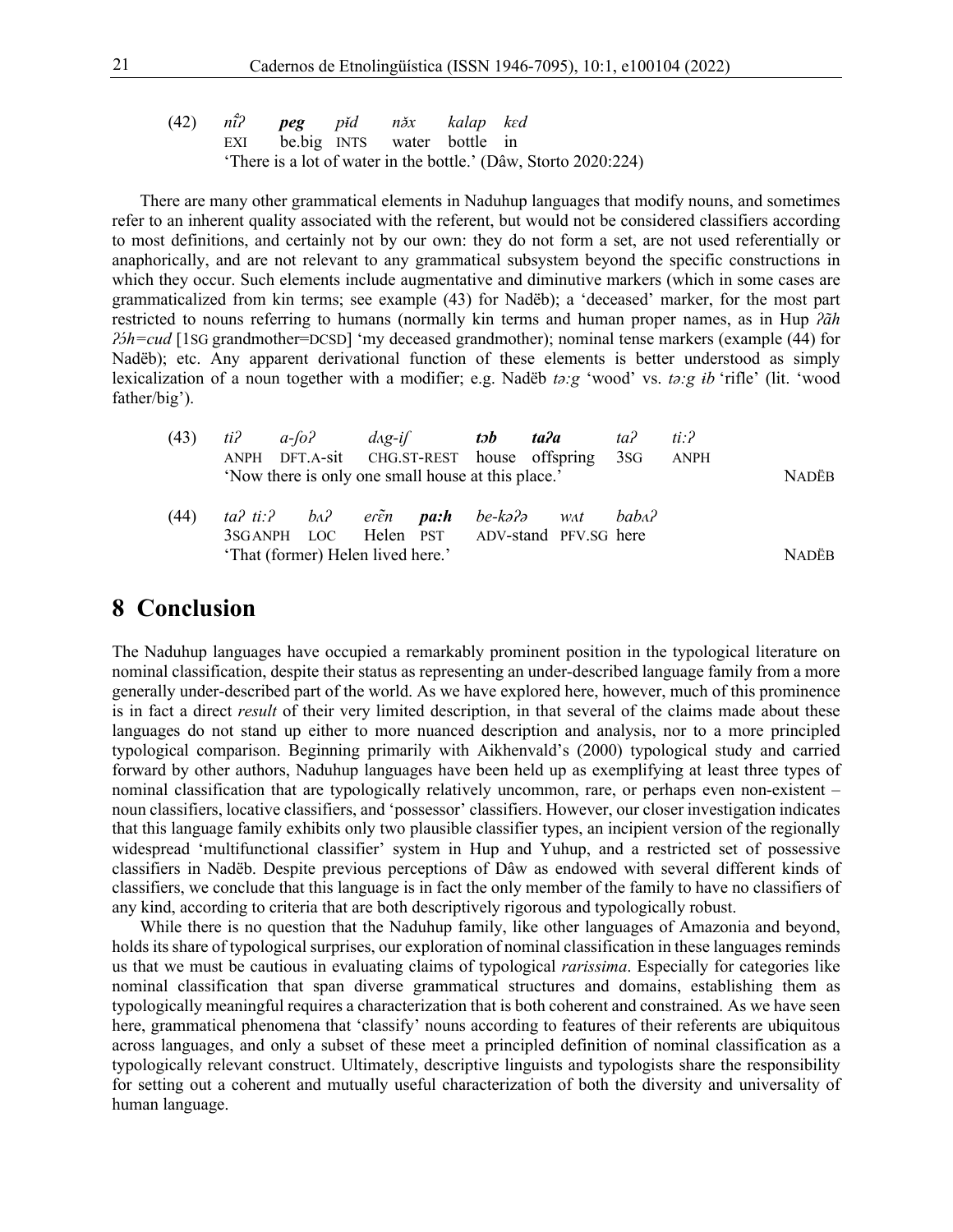(42) *nĩ̂ʔ* ***peg*** *pĭd* *nɔ̆x* *kalap* *kɛd*
EXI be.big INTS water bottle in
'There is a lot of water in the bottle.' (Dâw, Storto 2020:224)

There are many other grammatical elements in Naduhup languages that modify nouns, and sometimes refer to an inherent quality associated with the referent, but would not be considered classifiers according to most definitions, and certainly not by our own: they do not form a set, are not used referentially or anaphorically, and are not relevant to any grammatical subsystem beyond the specific constructions in which they occur. Such elements include augmentative and diminutive markers (which in some cases are grammaticalized from kin terms; see example (43) for Nadëb); a 'deceased' marker, for the most part restricted to nouns referring to humans (normally kin terms and human proper names, as in Hup *ʔãh ʔɔ̃h=cud* [1SG grandmother=DCSD] 'my deceased grandmother); nominal tense markers (example (44) for Nadëb); etc. Any apparent derivational function of these elements is better understood as simply lexicalization of a noun together with a modifier; e.g. Nadëb *təːg* 'wood' vs. *təːg ɨb* 'rifle' (lit. 'wood father/big').

(43) *tiʔ* *a-ʃoʔ* *dʌg-iʃ* ***tɔb*** ***taʔa*** *taʔ* *tiːʔ*
ANPH DFT.A-sit CHG.ST-REST house offspring 3SG ANPH
'Now there is only one small house at this place.' NADËB

(44) *taʔ tiːʔ* *bʌʔ* *erẽn* ***paːh*** *be-kəʔə* *wʌt* *babʌʔ*
3SG ANPH LOC Helen PST ADV-stand PFV.SG here
'That (former) Helen lived here.' NADËB

## 8 Conclusion

The Naduhup languages have occupied a remarkably prominent position in the typological literature on nominal classification, despite their status as representing an under-described language family from a more generally under-described part of the world. As we have explored here, however, much of this prominence is in fact a direct *result* of their very limited description, in that several of the claims made about these languages do not stand up either to more nuanced description and analysis, nor to a more principled typological comparison. Beginning primarily with Aikhenvald's (2000) typological study and carried forward by other authors, Naduhup languages have been held up as exemplifying at least three types of nominal classification that are typologically relatively uncommon, rare, or perhaps even non-existent – noun classifiers, locative classifiers, and 'possessor' classifiers. However, our closer investigation indicates that this language family exhibits only two plausible classifier types, an incipient version of the regionally widespread 'multifunctional classifier' system in Hup and Yuhup, and a restricted set of possessive classifiers in Nadëb. Despite previous perceptions of Dâw as endowed with several different kinds of classifiers, we conclude that this language is in fact the only member of the family to have no classifiers of any kind, according to criteria that are both descriptively rigorous and typologically robust.

While there is no question that the Naduhup family, like other languages of Amazonia and beyond, holds its share of typological surprises, our exploration of nominal classification in these languages reminds us that we must be cautious in evaluating claims of typological *rarissima*. Especially for categories like nominal classification that span diverse grammatical structures and domains, establishing them as typologically meaningful requires a characterization that is both coherent and constrained. As we have seen here, grammatical phenomena that 'classify' nouns according to features of their referents are ubiquitous across languages, and only a subset of these meet a principled definition of nominal classification as a typologically relevant construct. Ultimately, descriptive linguists and typologists share the responsibility for setting out a coherent and mutually useful characterization of both the diversity and universality of human language.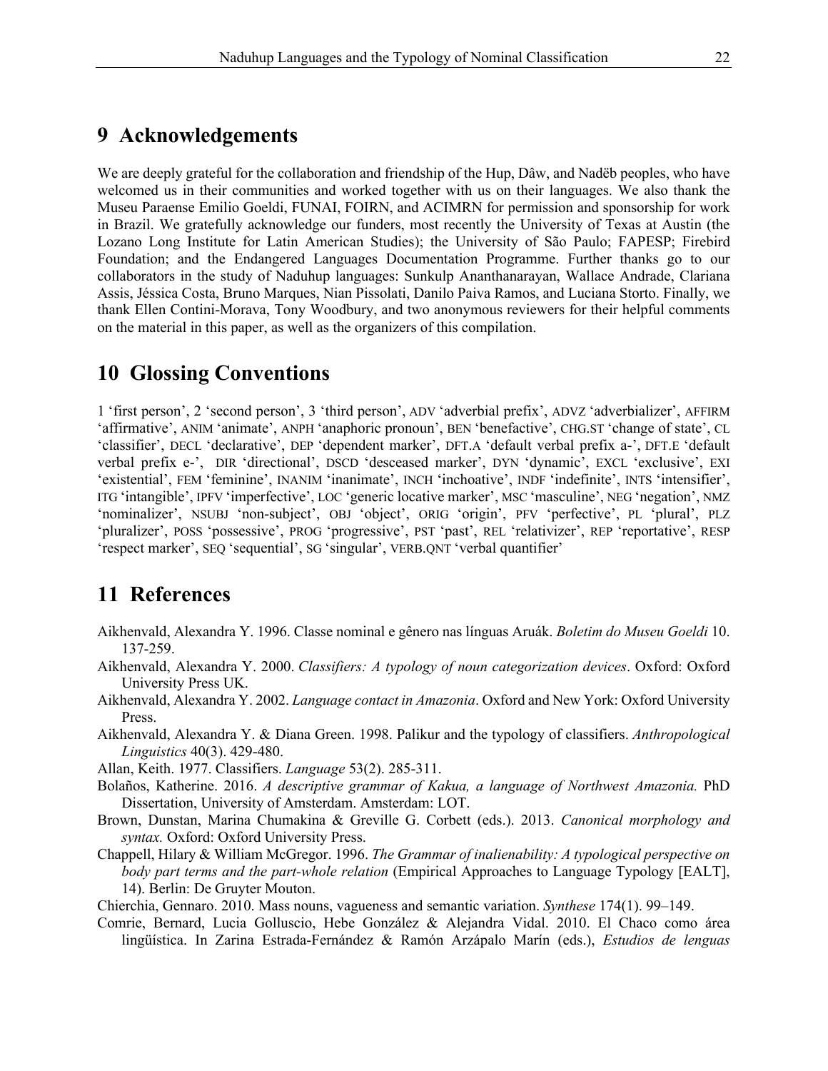## 9 Acknowledgements

We are deeply grateful for the collaboration and friendship of the Hup, Dâw, and Nadëb peoples, who have welcomed us in their communities and worked together with us on their languages. We also thank the Museu Paraense Emilio Goeldi, FUNAI, FOIRN, and ACIMRN for permission and sponsorship for work in Brazil. We gratefully acknowledge our funders, most recently the University of Texas at Austin (the Lozano Long Institute for Latin American Studies); the University of São Paulo; FAPESP; Firebird Foundation; and the Endangered Languages Documentation Programme. Further thanks go to our collaborators in the study of Naduhup languages: Sunkulp Ananthanarayan, Wallace Andrade, Clariana Assis, Jéssica Costa, Bruno Marques, Nian Pissolati, Danilo Paiva Ramos, and Luciana Storto. Finally, we thank Ellen Contini-Morava, Tony Woodbury, and two anonymous reviewers for their helpful comments on the material in this paper, as well as the organizers of this compilation.

## 10 Glossing Conventions

1 'first person', 2 'second person', 3 'third person', ADV 'adverbial prefix', ADVZ 'adverbializer', AFFIRM 'affirmative', ANIM 'animate', ANPH 'anaphoric pronoun', BEN 'benefactive', CHG.ST 'change of state', CL 'classifier', DECL 'declarative', DEP 'dependent marker', DFT.A 'default verbal prefix a-', DFT.E 'default verbal prefix e-', DIR 'directional', DSCD 'desceased marker', DYN 'dynamic', EXCL 'exclusive', EXI 'existential', FEM 'feminine', INANIM 'inanimate', INCH 'inchoative', INDF 'indefinite', INTS 'intensifier', ITG 'intangible', IPFV 'imperfective', LOC 'generic locative marker', MSC 'masculine', NEG 'negation', NMZ 'nominalizer', NSUBJ 'non-subject', OBJ 'object', ORIG 'origin', PFV 'perfective', PL 'plural', PLZ 'pluralizer', POSS 'possessive', PROG 'progressive', PST 'past', REL 'relativizer', REP 'reportative', RESP 'respect marker', SEQ 'sequential', SG 'singular', VERB.QNT 'verbal quantifier'

## 11 References

Aikhenvald, Alexandra Y. 1996. Classe nominal e gênero nas línguas Aruák. *Boletim do Museu Goeldi* 10. 137-259.

Aikhenvald, Alexandra Y. 2000. *Classifiers: A typology of noun categorization devices*. Oxford: Oxford University Press UK.

Aikhenvald, Alexandra Y. 2002. *Language contact in Amazonia*. Oxford and New York: Oxford University Press.

Aikhenvald, Alexandra Y. & Diana Green. 1998. Palikur and the typology of classifiers. *Anthropological Linguistics* 40(3). 429-480.

Allan, Keith. 1977. Classifiers. *Language* 53(2). 285-311.

Bolaños, Katherine. 2016. *A descriptive grammar of Kakua, a language of Northwest Amazonia.* PhD Dissertation, University of Amsterdam. Amsterdam: LOT.

Brown, Dunstan, Marina Chumakina & Greville G. Corbett (eds.). 2013. *Canonical morphology and syntax.* Oxford: Oxford University Press.

Chappell, Hilary & William McGregor. 1996. *The Grammar of inalienability: A typological perspective on body part terms and the part-whole relation* (Empirical Approaches to Language Typology [EALT], 14). Berlin: De Gruyter Mouton.

Chierchia, Gennaro. 2010. Mass nouns, vagueness and semantic variation. *Synthese* 174(1). 99–149.

Comrie, Bernard, Lucia Golluscio, Hebe González & Alejandra Vidal. 2010. El Chaco como área lingüística. In Zarina Estrada-Fernández & Ramón Arzápalo Marín (eds.), *Estudios de lenguas*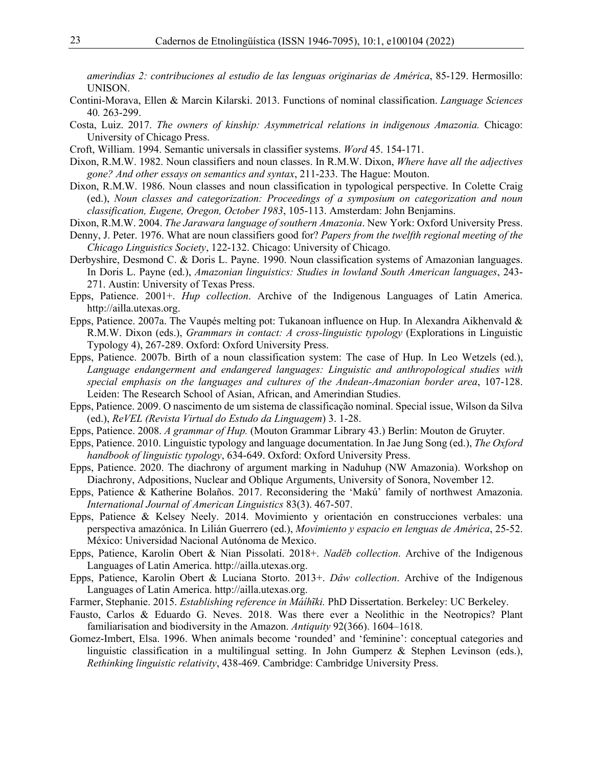*amerindias 2: contribuciones al estudio de las lenguas originarias de América*, 85-129. Hermosillo: UNISON.

Contini-Morava, Ellen & Marcin Kilarski. 2013. Functions of nominal classification. *Language Sciences* 40*.* 263-299.

Costa, Luiz. 2017. *The owners of kinship: Asymmetrical relations in indigenous Amazonia.* Chicago: University of Chicago Press.

Croft, William. 1994. Semantic universals in classifier systems. *Word* 45. 154-171.

Dixon, R.M.W. 1982. Noun classifiers and noun classes. In R.M.W. Dixon, *Where have all the adjectives gone? And other essays on semantics and syntax*, 211-233. The Hague: Mouton.

Dixon, R.M.W. 1986. Noun classes and noun classification in typological perspective. In Colette Craig (ed.), *Noun classes and categorization: Proceedings of a symposium on categorization and noun classification, Eugene, Oregon, October 1983*, 105-113. Amsterdam: John Benjamins.

Dixon, R.M.W. 2004. *The Jarawara language of southern Amazonia*. New York: Oxford University Press.

Denny, J. Peter. 1976. What are noun classifiers good for? *Papers from the twelfth regional meeting of the Chicago Linguistics Society*, 122-132. Chicago: University of Chicago.

Derbyshire, Desmond C. & Doris L. Payne. 1990. Noun classification systems of Amazonian languages. In Doris L. Payne (ed.), *Amazonian linguistics: Studies in lowland South American languages*, 243-271. Austin: University of Texas Press.

Epps, Patience. 2001+. *Hup collection*. Archive of the Indigenous Languages of Latin America. http://ailla.utexas.org.

Epps, Patience. 2007a. The Vaupés melting pot: Tukanoan influence on Hup. In Alexandra Aikhenvald & R.M.W. Dixon (eds.), *Grammars in contact: A cross-linguistic typology* (Explorations in Linguistic Typology 4), 267-289. Oxford: Oxford University Press.

Epps, Patience. 2007b. Birth of a noun classification system: The case of Hup. In Leo Wetzels (ed.), *Language endangerment and endangered languages: Linguistic and anthropological studies with special emphasis on the languages and cultures of the Andean-Amazonian border area*, 107-128. Leiden: The Research School of Asian, African, and Amerindian Studies.

Epps, Patience. 2009. O nascimento de um sistema de classificação nominal. Special issue, Wilson da Silva (ed.), *ReVEL (Revista Virtual do Estudo da Linguagem*) 3. 1-28.

Epps, Patience. 2008. *A grammar of Hup.* (Mouton Grammar Library 43.) Berlin: Mouton de Gruyter.

Epps, Patience. 2010. Linguistic typology and language documentation. In Jae Jung Song (ed.), *The Oxford handbook of linguistic typology*, 634-649. Oxford: Oxford University Press.

Epps, Patience. 2020. The diachrony of argument marking in Naduhup (NW Amazonia). Workshop on Diachrony, Adpositions, Nuclear and Oblique Arguments, University of Sonora, November 12.

Epps, Patience & Katherine Bolaños. 2017. Reconsidering the 'Makú' family of northwest Amazonia. *International Journal of American Linguistics* 83(3). 467-507.

Epps, Patience & Kelsey Neely. 2014. Movimiento y orientación en construcciones verbales: una perspectiva amazónica. In Lilián Guerrero (ed.), *Movimiento y espacio en lenguas de América*, 25-52. México: Universidad Nacional Autónoma de Mexico.

Epps, Patience, Karolin Obert & Nian Pissolati. 2018+. *Nadëb collection*. Archive of the Indigenous Languages of Latin America. http://ailla.utexas.org.

Epps, Patience, Karolin Obert & Luciana Storto. 2013+. *Dâw collection*. Archive of the Indigenous Languages of Latin America. http://ailla.utexas.org.

Farmer, Stephanie. 2015. *Establishing reference in Máíhĩki.* PhD Dissertation. Berkeley: UC Berkeley.

Fausto, Carlos & Eduardo G. Neves. 2018. Was there ever a Neolithic in the Neotropics? Plant familiarisation and biodiversity in the Amazon. *Antiquity* 92(366). 1604–1618.

Gomez-Imbert, Elsa. 1996. When animals become 'rounded' and 'feminine': conceptual categories and linguistic classification in a multilingual setting. In John Gumperz & Stephen Levinson (eds.), *Rethinking linguistic relativity*, 438-469. Cambridge: Cambridge University Press.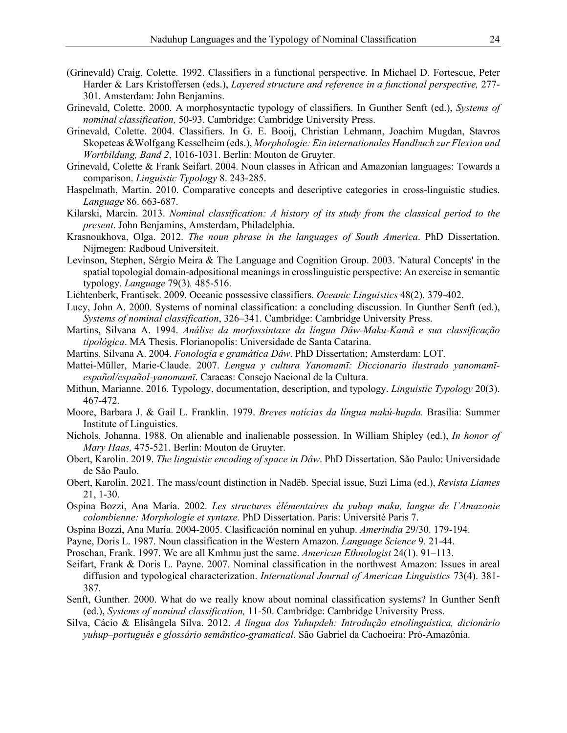(Grinevald) Craig, Colette. 1992. Classifiers in a functional perspective. In Michael D. Fortescue, Peter Harder & Lars Kristoffersen (eds.), *Layered structure and reference in a functional perspective,* 277-301. Amsterdam: John Benjamins.

Grinevald, Colette. 2000. A morphosyntactic typology of classifiers. In Gunther Senft (ed.), *Systems of nominal classification,* 50-93. Cambridge: Cambridge University Press.

Grinevald, Colette. 2004. Classifiers. In G. E. Booij, Christian Lehmann, Joachim Mugdan, Stavros Skopeteas &Wolfgang Kesselheim (eds.), *Morphologie: Ein internationales Handbuch zur Flexion und Wortbildung, Band 2*, 1016-1031. Berlin: Mouton de Gruyter.

Grinevald, Colette & Frank Seifart. 2004. Noun classes in African and Amazonian languages: Towards a comparison. *Linguistic Typology* 8. 243-285.

Haspelmath, Martin. 2010. Comparative concepts and descriptive categories in cross-linguistic studies. *Language* 86. 663-687.

Kilarski, Marcin. 2013. *Nominal classification: A history of its study from the classical period to the present*. John Benjamins, Amsterdam, Philadelphia.

Krasnoukhova, Olga. 2012. *The noun phrase in the languages of South America*. PhD Dissertation. Nijmegen: Radboud Universiteit.

Levinson, Stephen, Sérgio Meira & The Language and Cognition Group. 2003. 'Natural Concepts' in the spatial topologial domain-adpositional meanings in crosslinguistic perspective: An exercise in semantic typology. *Language* 79(3)*.* 485-516.

Lichtenberk, Frantisek. 2009. Oceanic possessive classifiers. *Oceanic Linguistics* 48(2). 379-402.

Lucy, John A. 2000. Systems of nominal classification: a concluding discussion. In Gunther Senft (ed.), *Systems of nominal classification*, 326–341. Cambridge: Cambridge University Press.

Martins, Silvana A. 1994. *Análise da morfossintaxe da língua Dâw-Maku-Kamã e sua classificação tipológica*. MA Thesis. Florianopolis: Universidade de Santa Catarina.

Martins, Silvana A. 2004. *Fonologia e gramática Dâw*. PhD Dissertation; Amsterdam: LOT.

Mattei-Müller, Marie-Claude. 2007. *Lengua y cultura Yanomamī: Diccionario ilustrado yanomamī-español/español-yanomamī*. Caracas: Consejo Nacional de la Cultura.

Mithun, Marianne. 2016. Typology, documentation, description, and typology. *Linguistic Typology* 20(3). 467-472.

Moore, Barbara J. & Gail L. Franklin. 1979. *Breves notícias da língua makú-hupda.* Brasília: Summer Institute of Linguistics.

Nichols, Johanna. 1988. On alienable and inalienable possession. In William Shipley (ed.), *In honor of Mary Haas,* 475-521. Berlin: Mouton de Gruyter.

Obert, Karolin. 2019. *The linguistic encoding of space in Dâw*. PhD Dissertation. São Paulo: Universidade de São Paulo.

Obert, Karolin. 2021. The mass/count distinction in Nadëb. Special issue, Suzi Lima (ed.), *Revista Liames* 21, 1-30.

Ospina Bozzi, Ana María. 2002. *Les structures élémentaires du yuhup maku, langue de l'Amazonie colombienne: Morphologie et syntaxe.* PhD Dissertation. Paris: Université Paris 7.

Ospina Bozzi, Ana María. 2004-2005. Clasificación nominal en yuhup. *Amerindia* 29/30. 179-194.

Payne, Doris L. 1987. Noun classification in the Western Amazon. *Language Science* 9. 21-44.

Proschan, Frank. 1997. We are all Kmhmu just the same. *American Ethnologist* 24(1). 91–113.

Seifart, Frank & Doris L. Payne. 2007. Nominal classification in the northwest Amazon: Issues in areal diffusion and typological characterization. *International Journal of American Linguistics* 73(4). 381-387.

Senft, Gunther. 2000. What do we really know about nominal classification systems? In Gunther Senft (ed.), *Systems of nominal classification,* 11-50. Cambridge: Cambridge University Press.

Silva, Cácio & Elisângela Silva. 2012. *A língua dos Yuhupdeh: Introdução etnolínguística, dicionário yuhup–português e glossário semântico-gramatical.* São Gabriel da Cachoeira: Pró-Amazônia.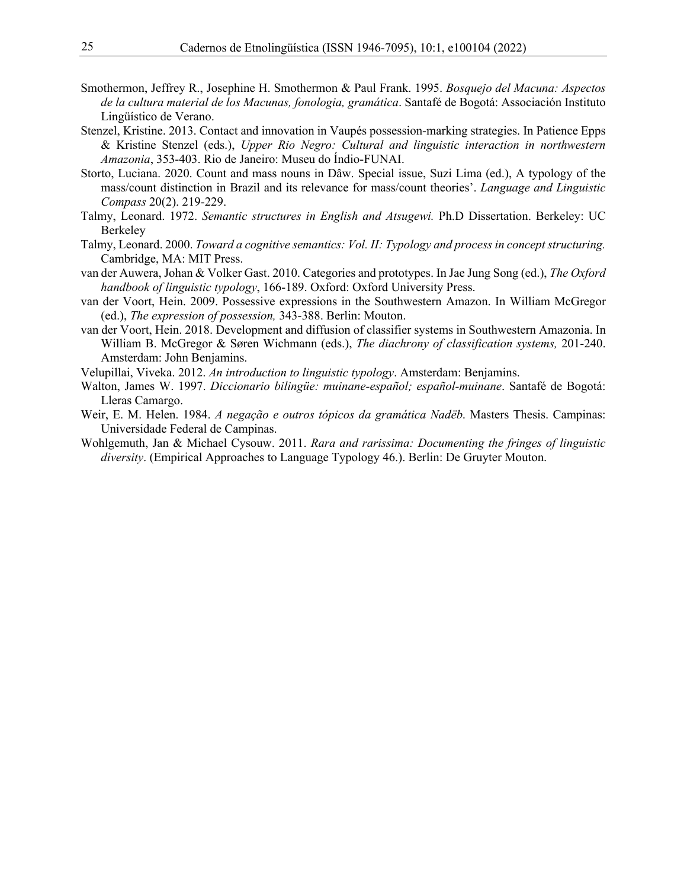Smothermon, Jeffrey R., Josephine H. Smothermon & Paul Frank. 1995. *Bosquejo del Macuna: Aspectos de la cultura material de los Macunas, fonologia, gramática*. Santafé de Bogotá: Associación Instituto Lingüístico de Verano.

Stenzel, Kristine. 2013. Contact and innovation in Vaupés possession-marking strategies. In Patience Epps & Kristine Stenzel (eds.), *Upper Rio Negro: Cultural and linguistic interaction in northwestern Amazonia*, 353-403. Rio de Janeiro: Museu do Índio-FUNAI.

Storto, Luciana. 2020. Count and mass nouns in Dâw. Special issue, Suzi Lima (ed.), A typology of the mass/count distinction in Brazil and its relevance for mass/count theories'. *Language and Linguistic Compass* 20(2). 219-229.

Talmy, Leonard. 1972. *Semantic structures in English and Atsugewi.* Ph.D Dissertation. Berkeley: UC Berkeley

Talmy, Leonard. 2000. *Toward a cognitive semantics: Vol. II: Typology and process in concept structuring.* Cambridge, MA: MIT Press.

van der Auwera, Johan & Volker Gast. 2010. Categories and prototypes. In Jae Jung Song (ed.), *The Oxford handbook of linguistic typology*, 166-189. Oxford: Oxford University Press.

van der Voort, Hein. 2009. Possessive expressions in the Southwestern Amazon. In William McGregor (ed.), *The expression of possession,* 343-388. Berlin: Mouton.

van der Voort, Hein. 2018. Development and diffusion of classifier systems in Southwestern Amazonia. In William B. McGregor & Søren Wichmann (eds.), *The diachrony of classification systems,* 201-240. Amsterdam: John Benjamins.

Velupillai, Viveka. 2012. *An introduction to linguistic typology*. Amsterdam: Benjamins.

Walton, James W. 1997. *Diccionario bilingüe: muinane-español; español-muinane*. Santafé de Bogotá: Lleras Camargo.

Weir, E. M. Helen. 1984. *A negação e outros tópicos da gramática Nadëb*. Masters Thesis. Campinas: Universidade Federal de Campinas.

Wohlgemuth, Jan & Michael Cysouw. 2011. *Rara and rarissima: Documenting the fringes of linguistic diversity*. (Empirical Approaches to Language Typology 46.). Berlin: De Gruyter Mouton.